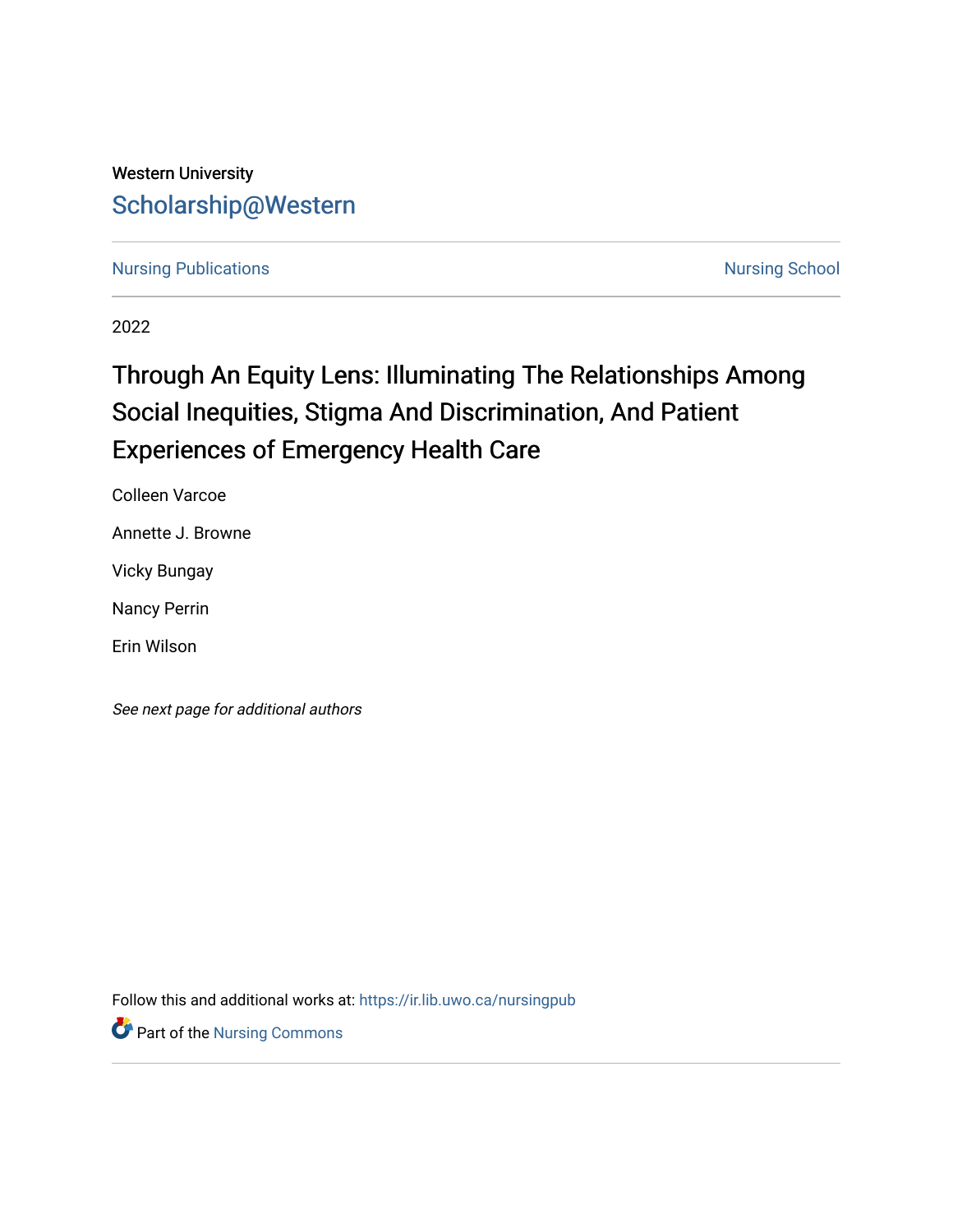Western University

# Scholarship@Western

Nursing Publications | Nursing School

2022

# Through An Equity Lens: Illuminating The Relationships Among Social Inequities, Stigma And Discrimination, And Patient Experiences of Emergency Health Care

Colleen Varcoe

Annette J. Browne

Vicky Bungay

Nancy Perrin

Erin Wilson

*See next page for additional authors*

Follow this and additional works at: https://ir.lib.uwo.ca/nursingpub

Part of the Nursing Commons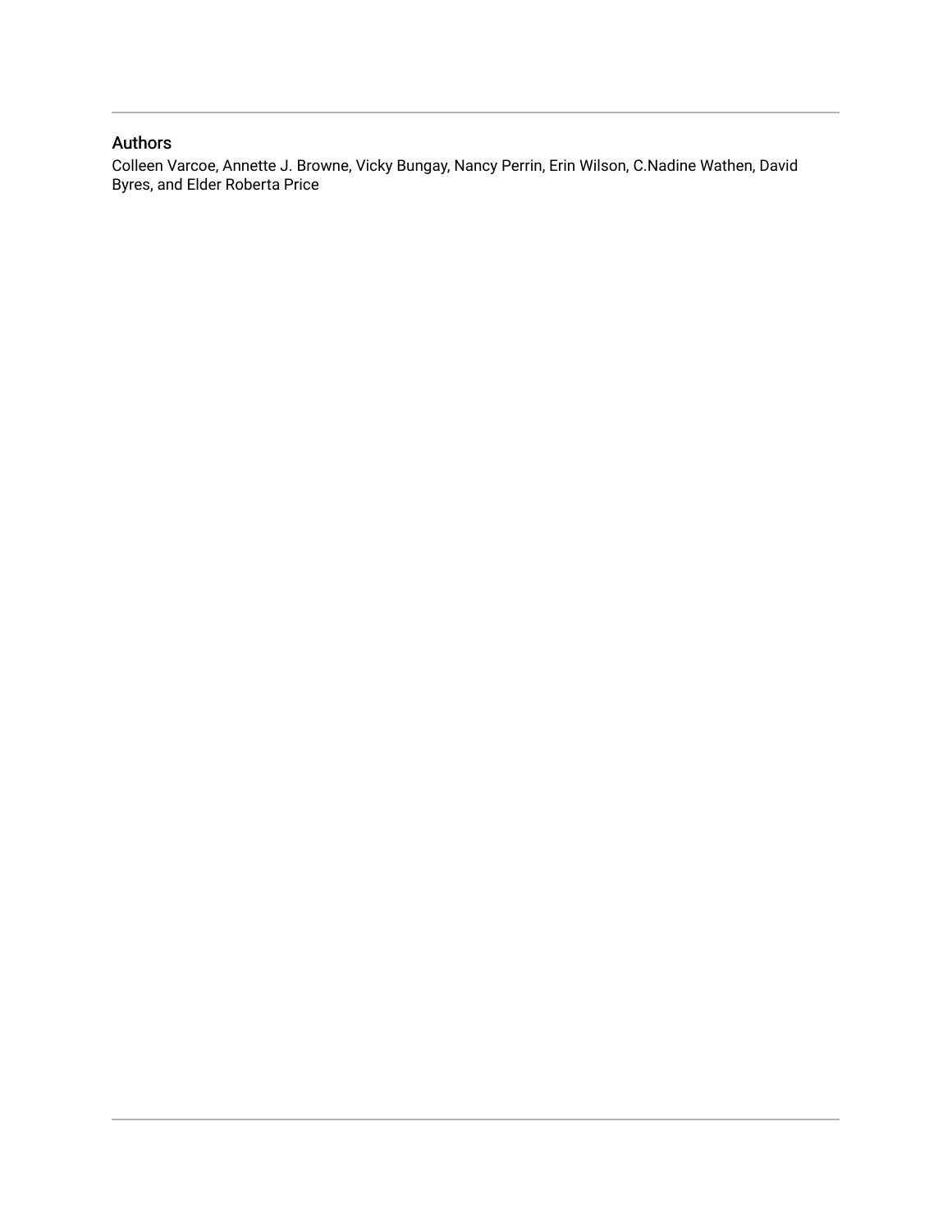## Authors

Colleen Varcoe, Annette J. Browne, Vicky Bungay, Nancy Perrin, Erin Wilson, C.Nadine Wathen, David Byres, and Elder Roberta Price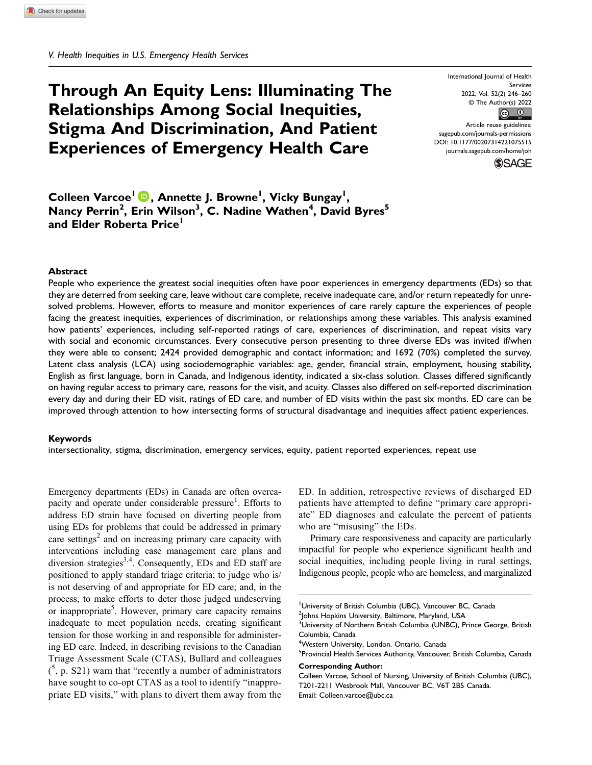V. Health Inequities in U.S. Emergency Health Services

# Through An Equity Lens: Illuminating The Relationships Among Social Inequities, Stigma And Discrimination, And Patient Experiences of Emergency Health Care

International Journal of Health Services
2022, Vol. 52(2) 246–260
© The Author(s) 2022
Article reuse guidelines: sagepub.com/journals-permissions
DOI: 10.1177/00207314221075515
journals.sagepub.com/home/joh

**Colleen Varcoe[1], Annette J. Browne[1], Vicky Bungay[1], Nancy Perrin[2], Erin Wilson[3], C. Nadine Wathen[4], David Byres[5] and Elder Roberta Price[1]**

## Abstract

People who experience the greatest social inequities often have poor experiences in emergency departments (EDs) so that they are deterred from seeking care, leave without care complete, receive inadequate care, and/or return repeatedly for unresolved problems. However, efforts to measure and monitor experiences of care rarely capture the experiences of people facing the greatest inequities, experiences of discrimination, or relationships among these variables. This analysis examined how patients' experiences, including self-reported ratings of care, experiences of discrimination, and repeat visits vary with social and economic circumstances. Every consecutive person presenting to three diverse EDs was invited if/when they were able to consent; 2424 provided demographic and contact information; and 1692 (70%) completed the survey. Latent class analysis (LCA) using sociodemographic variables: age, gender, financial strain, employment, housing stability, English as first language, born in Canada, and Indigenous identity, indicated a six-class solution. Classes differed significantly on having regular access to primary care, reasons for the visit, and acuity. Classes also differed on self-reported discrimination every day and during their ED visit, ratings of ED care, and number of ED visits within the past six months. ED care can be improved through attention to how intersecting forms of structural disadvantage and inequities affect patient experiences.

### Keywords

intersectionality, stigma, discrimination, emergency services, equity, patient reported experiences, repeat use

Emergency departments (EDs) in Canada are often overcapacity and operate under considerable pressure[1]. Efforts to address ED strain have focused on diverting people from using EDs for problems that could be addressed in primary care settings[2] and on increasing primary care capacity with interventions including case management care plans and diversion strategies[3,4]. Consequently, EDs and ED staff are positioned to apply standard triage criteria; to judge who is/is not deserving of and appropriate for ED care; and, in the process, to make efforts to deter those judged undeserving or inappropriate[5]. However, primary care capacity remains inadequate to meet population needs, creating significant tension for those working in and responsible for administering ED care. Indeed, in describing revisions to the Canadian Triage Assessment Scale (CTAS), Bullard and colleagues ([5], p. S21) warn that "recently a number of administrators have sought to co-opt CTAS as a tool to identify "inappropriate ED visits," with plans to divert them away from the ED. In addition, retrospective reviews of discharged ED patients have attempted to define "primary care appropriate" ED diagnoses and calculate the percent of patients who are "misusing" the EDs.

Primary care responsiveness and capacity are particularly impactful for people who experience significant health and social inequities, including people living in rural settings, Indigenous people, people who are homeless, and marginalized

[1]University of British Columbia (UBC), Vancouver BC, Canada
[2]Johns Hopkins University, Baltimore, Maryland, USA
[3]University of Northern British Columbia (UNBC), Prince George, British Columbia, Canada
[4]Western University, London. Ontario, Canada
[5]Provincial Health Services Authority, Vancouver, British Columbia, Canada

**Corresponding Author:**
Colleen Varcoe, School of Nursing, University of British Columbia (UBC), T201-2211 Wesbrook Mall, Vancouver BC, V6T 2B5 Canada.
Email: Colleen.varcoe@ubc.ca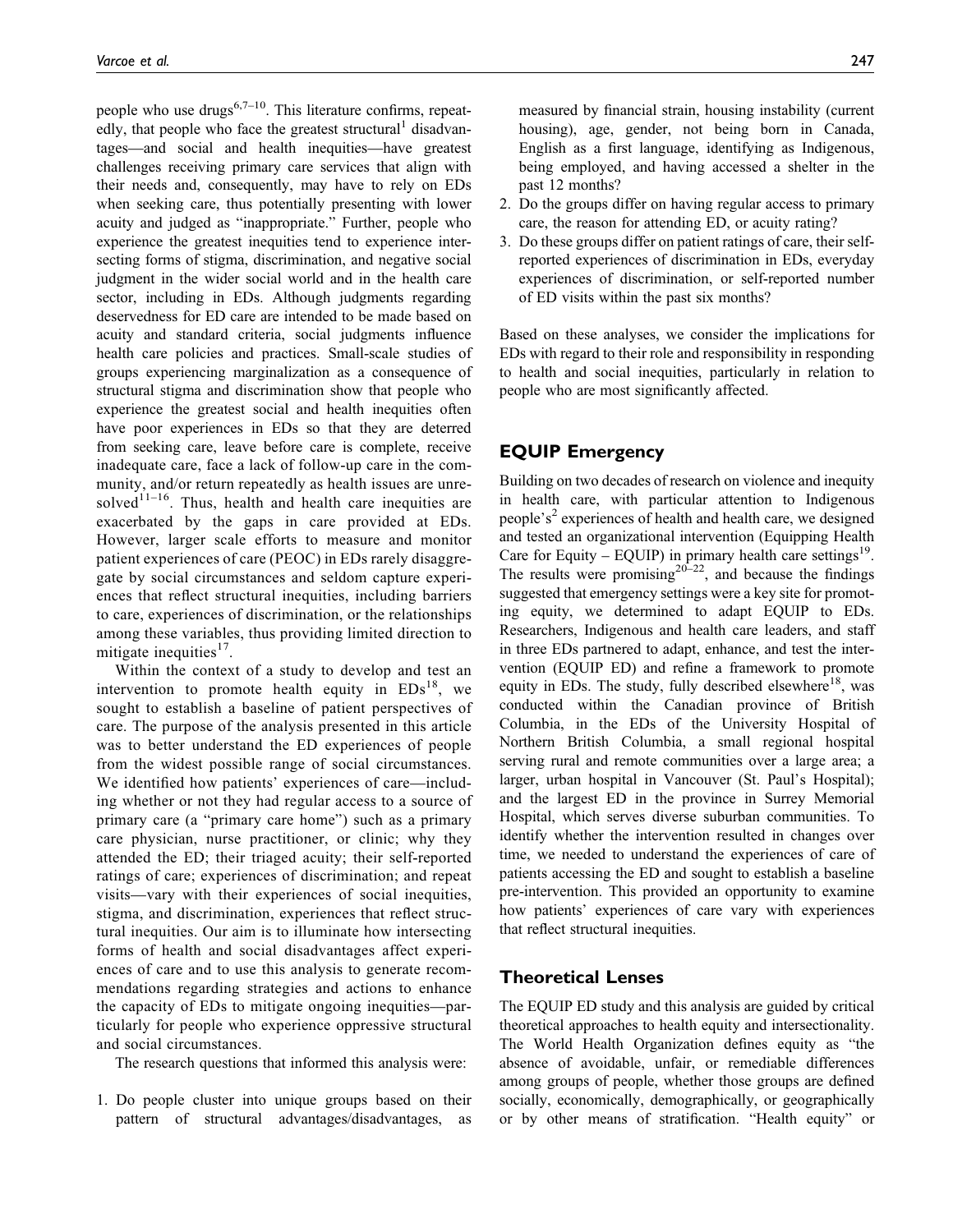people who use drugs[6,7–10]. This literature confirms, repeatedly, that people who face the greatest structural[1] disadvantages—and social and health inequities—have greatest challenges receiving primary care services that align with their needs and, consequently, may have to rely on EDs when seeking care, thus potentially presenting with lower acuity and judged as "inappropriate." Further, people who experience the greatest inequities tend to experience intersecting forms of stigma, discrimination, and negative social judgment in the wider social world and in the health care sector, including in EDs. Although judgments regarding deservedness for ED care are intended to be made based on acuity and standard criteria, social judgments influence health care policies and practices. Small-scale studies of groups experiencing marginalization as a consequence of structural stigma and discrimination show that people who experience the greatest social and health inequities often have poor experiences in EDs so that they are deterred from seeking care, leave before care is complete, receive inadequate care, face a lack of follow-up care in the community, and/or return repeatedly as health issues are unresolved[11–16]. Thus, health and health care inequities are exacerbated by the gaps in care provided at EDs. However, larger scale efforts to measure and monitor patient experiences of care (PEOC) in EDs rarely disaggregate by social circumstances and seldom capture experiences that reflect structural inequities, including barriers to care, experiences of discrimination, or the relationships among these variables, thus providing limited direction to mitigate inequities[17].

Within the context of a study to develop and test an intervention to promote health equity in EDs[18], we sought to establish a baseline of patient perspectives of care. The purpose of the analysis presented in this article was to better understand the ED experiences of people from the widest possible range of social circumstances. We identified how patients' experiences of care—including whether or not they had regular access to a source of primary care (a "primary care home") such as a primary care physician, nurse practitioner, or clinic; why they attended the ED; their triaged acuity; their self-reported ratings of care; experiences of discrimination; and repeat visits—vary with their experiences of social inequities, stigma, and discrimination, experiences that reflect structural inequities. Our aim is to illuminate how intersecting forms of health and social disadvantages affect experiences of care and to use this analysis to generate recommendations regarding strategies and actions to enhance the capacity of EDs to mitigate ongoing inequities—particularly for people who experience oppressive structural and social circumstances.

The research questions that informed this analysis were:

1. Do people cluster into unique groups based on their pattern of structural advantages/disadvantages, as measured by financial strain, housing instability (current housing), age, gender, not being born in Canada, English as a first language, identifying as Indigenous, being employed, and having accessed a shelter in the past 12 months?
2. Do the groups differ on having regular access to primary care, the reason for attending ED, or acuity rating?
3. Do these groups differ on patient ratings of care, their self-reported experiences of discrimination in EDs, everyday experiences of discrimination, or self-reported number of ED visits within the past six months?

Based on these analyses, we consider the implications for EDs with regard to their role and responsibility in responding to health and social inequities, particularly in relation to people who are most significantly affected.

## EQUIP Emergency

Building on two decades of research on violence and inequity in health care, with particular attention to Indigenous people's[2] experiences of health and health care, we designed and tested an organizational intervention (Equipping Health Care for Equity – EQUIP) in primary health care settings[19]. The results were promising[20–22], and because the findings suggested that emergency settings were a key site for promoting equity, we determined to adapt EQUIP to EDs. Researchers, Indigenous and health care leaders, and staff in three EDs partnered to adapt, enhance, and test the intervention (EQUIP ED) and refine a framework to promote equity in EDs. The study, fully described elsewhere[18], was conducted within the Canadian province of British Columbia, in the EDs of the University Hospital of Northern British Columbia, a small regional hospital serving rural and remote communities over a large area; a larger, urban hospital in Vancouver (St. Paul's Hospital); and the largest ED in the province in Surrey Memorial Hospital, which serves diverse suburban communities. To identify whether the intervention resulted in changes over time, we needed to understand the experiences of care of patients accessing the ED and sought to establish a baseline pre-intervention. This provided an opportunity to examine how patients' experiences of care vary with experiences that reflect structural inequities.

## Theoretical Lenses

The EQUIP ED study and this analysis are guided by critical theoretical approaches to health equity and intersectionality. The World Health Organization defines equity as "the absence of avoidable, unfair, or remediable differences among groups of people, whether those groups are defined socially, economically, demographically, or geographically or by other means of stratification. "Health equity" or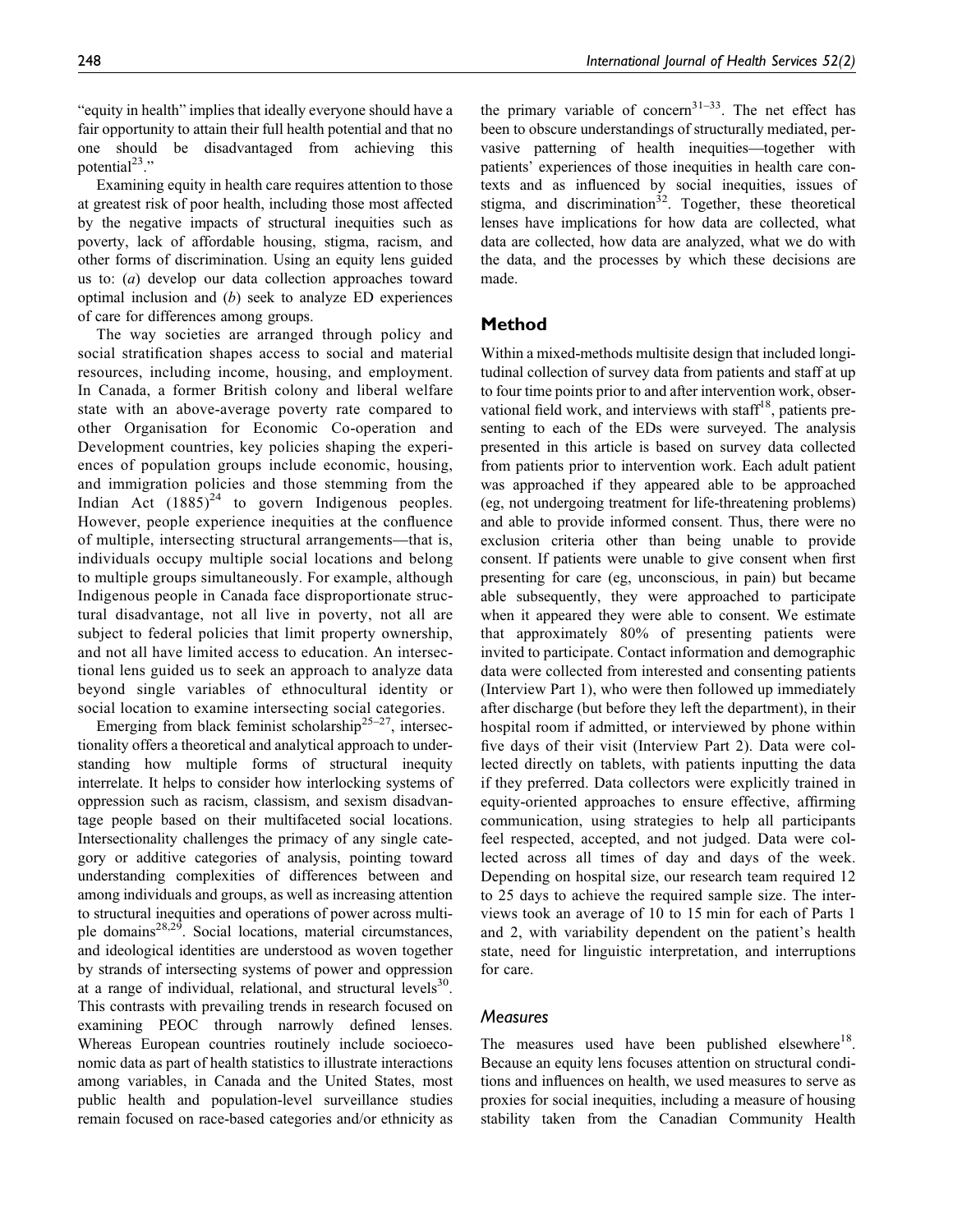"equity in health" implies that ideally everyone should have a fair opportunity to attain their full health potential and that no one should be disadvantaged from achieving this potential[23]."

Examining equity in health care requires attention to those at greatest risk of poor health, including those most affected by the negative impacts of structural inequities such as poverty, lack of affordable housing, stigma, racism, and other forms of discrimination. Using an equity lens guided us to: (*a*) develop our data collection approaches toward optimal inclusion and (*b*) seek to analyze ED experiences of care for differences among groups.

The way societies are arranged through policy and social stratification shapes access to social and material resources, including income, housing, and employment. In Canada, a former British colony and liberal welfare state with an above-average poverty rate compared to other Organisation for Economic Co-operation and Development countries, key policies shaping the experiences of population groups include economic, housing, and immigration policies and those stemming from the Indian Act (1885)[24] to govern Indigenous peoples. However, people experience inequities at the confluence of multiple, intersecting structural arrangements—that is, individuals occupy multiple social locations and belong to multiple groups simultaneously. For example, although Indigenous people in Canada face disproportionate structural disadvantage, not all live in poverty, not all are subject to federal policies that limit property ownership, and not all have limited access to education. An intersectional lens guided us to seek an approach to analyze data beyond single variables of ethnocultural identity or social location to examine intersecting social categories.

Emerging from black feminist scholarship[25–27], intersectionality offers a theoretical and analytical approach to understanding how multiple forms of structural inequity interrelate. It helps to consider how interlocking systems of oppression such as racism, classism, and sexism disadvantage people based on their multifaceted social locations. Intersectionality challenges the primacy of any single category or additive categories of analysis, pointing toward understanding complexities of differences between and among individuals and groups, as well as increasing attention to structural inequities and operations of power across multiple domains[28,29]. Social locations, material circumstances, and ideological identities are understood as woven together by strands of intersecting systems of power and oppression at a range of individual, relational, and structural levels[30]. This contrasts with prevailing trends in research focused on examining PEOC through narrowly defined lenses. Whereas European countries routinely include socioeconomic data as part of health statistics to illustrate interactions among variables, in Canada and the United States, most public health and population-level surveillance studies remain focused on race-based categories and/or ethnicity as the primary variable of concern[31–33]. The net effect has been to obscure understandings of structurally mediated, pervasive patterning of health inequities—together with patients' experiences of those inequities in health care contexts and as influenced by social inequities, issues of stigma, and discrimination[32]. Together, these theoretical lenses have implications for how data are collected, what data are collected, how data are analyzed, what we do with the data, and the processes by which these decisions are made.

## Method

Within a mixed-methods multisite design that included longitudinal collection of survey data from patients and staff at up to four time points prior to and after intervention work, observational field work, and interviews with staff[18], patients presenting to each of the EDs were surveyed. The analysis presented in this article is based on survey data collected from patients prior to intervention work. Each adult patient was approached if they appeared able to be approached (eg, not undergoing treatment for life-threatening problems) and able to provide informed consent. Thus, there were no exclusion criteria other than being unable to provide consent. If patients were unable to give consent when first presenting for care (eg, unconscious, in pain) but became able subsequently, they were approached to participate when it appeared they were able to consent. We estimate that approximately 80% of presenting patients were invited to participate. Contact information and demographic data were collected from interested and consenting patients (Interview Part 1), who were then followed up immediately after discharge (but before they left the department), in their hospital room if admitted, or interviewed by phone within five days of their visit (Interview Part 2). Data were collected directly on tablets, with patients inputting the data if they preferred. Data collectors were explicitly trained in equity-oriented approaches to ensure effective, affirming communication, using strategies to help all participants feel respected, accepted, and not judged. Data were collected across all times of day and days of the week. Depending on hospital size, our research team required 12 to 25 days to achieve the required sample size. The interviews took an average of 10 to 15 min for each of Parts 1 and 2, with variability dependent on the patient's health state, need for linguistic interpretation, and interruptions for care.

### Measures

The measures used have been published elsewhere[18]. Because an equity lens focuses attention on structural conditions and influences on health, we used measures to serve as proxies for social inequities, including a measure of housing stability taken from the Canadian Community Health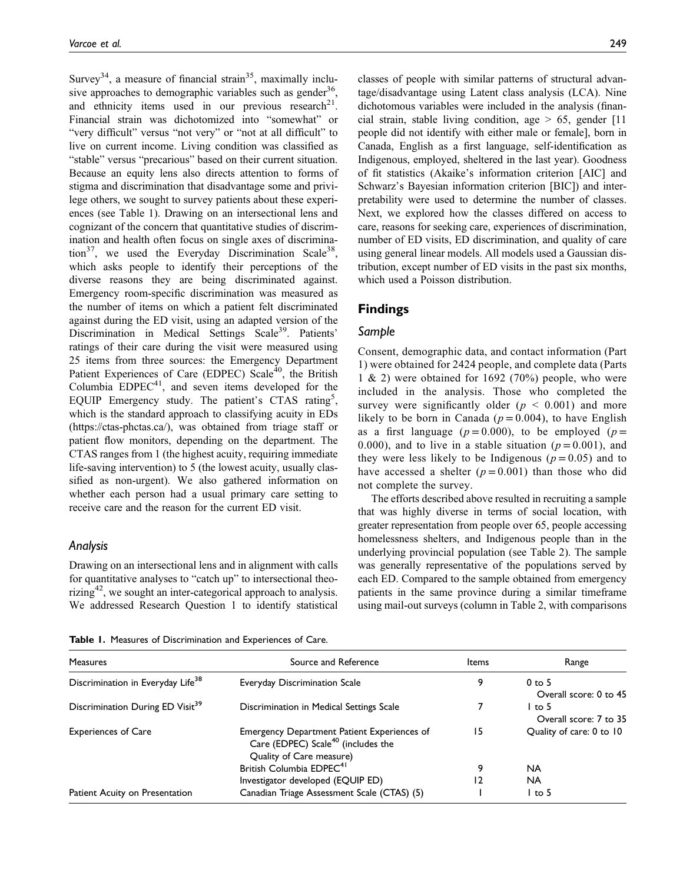Survey[34], a measure of financial strain[35], maximally inclusive approaches to demographic variables such as gender[36], and ethnicity items used in our previous research[21]. Financial strain was dichotomized into "somewhat" or "very difficult" versus "not very" or "not at all difficult" to live on current income. Living condition was classified as "stable" versus "precarious" based on their current situation. Because an equity lens also directs attention to forms of stigma and discrimination that disadvantage some and privilege others, we sought to survey patients about these experiences (see Table 1). Drawing on an intersectional lens and cognizant of the concern that quantitative studies of discrimination and health often focus on single axes of discrimination[37], we used the Everyday Discrimination Scale[38], which asks people to identify their perceptions of the diverse reasons they are being discriminated against. Emergency room-specific discrimination was measured as the number of items on which a patient felt discriminated against during the ED visit, using an adapted version of the Discrimination in Medical Settings Scale[39]. Patients' ratings of their care during the visit were measured using 25 items from three sources: the Emergency Department Patient Experiences of Care (EDPEC) Scale[40], the British Columbia EDPEC[41], and seven items developed for the EQUIP Emergency study. The patient's CTAS rating[5], which is the standard approach to classifying acuity in EDs (https://ctas-phctas.ca/), was obtained from triage staff or patient flow monitors, depending on the department. The CTAS ranges from 1 (the highest acuity, requiring immediate life-saving intervention) to 5 (the lowest acuity, usually classified as non-urgent). We also gathered information on whether each person had a usual primary care setting to receive care and the reason for the current ED visit.

### Analysis

Drawing on an intersectional lens and in alignment with calls for quantitative analyses to "catch up" to intersectional theorizing[42], we sought an inter-categorical approach to analysis. We addressed Research Question 1 to identify statistical classes of people with similar patterns of structural advantage/disadvantage using Latent class analysis (LCA). Nine dichotomous variables were included in the analysis (financial strain, stable living condition, age > 65, gender [11 people did not identify with either male or female], born in Canada, English as a first language, self-identification as Indigenous, employed, sheltered in the last year). Goodness of fit statistics (Akaike's information criterion [AIC] and Schwarz's Bayesian information criterion [BIC]) and interpretability were used to determine the number of classes. Next, we explored how the classes differed on access to care, reasons for seeking care, experiences of discrimination, number of ED visits, ED discrimination, and quality of care using general linear models. All models used a Gaussian distribution, except number of ED visits in the past six months, which used a Poisson distribution.

## Findings

### Sample

Consent, demographic data, and contact information (Part 1) were obtained for 2424 people, and complete data (Parts 1 & 2) were obtained for 1692 (70%) people, who were included in the analysis. Those who completed the survey were significantly older ($p < 0.001$) and more likely to be born in Canada ($p = 0.004$), to have English as a first language ($p = 0.000$), to be employed ($p = 0.000$), and to live in a stable situation ($p = 0.001$), and they were less likely to be Indigenous ($p = 0.05$) and to have accessed a shelter ($p = 0.001$) than those who did not complete the survey.

The efforts described above resulted in recruiting a sample that was highly diverse in terms of social location, with greater representation from people over 65, people accessing homelessness shelters, and Indigenous people than in the underlying provincial population (see Table 2). The sample was generally representative of the populations served by each ED. Compared to the sample obtained from emergency patients in the same province during a similar timeframe using mail-out surveys (column in Table 2, with comparisons

**Table 1.** Measures of Discrimination and Experiences of Care.

| Measures | Source and Reference | Items | Range |
|---|---|---|---|
| Discrimination in Everyday Life[38] | Everyday Discrimination Scale | 9 | 0 to 5<br>Overall score: 0 to 45 |
| Discrimination During ED Visit[39] | Discrimination in Medical Settings Scale | 7 | 1 to 5<br>Overall score: 7 to 35 |
| Experiences of Care | Emergency Department Patient Experiences of Care (EDPEC) Scale[40] (includes the Quality of Care measure) | 15 | Quality of care: 0 to 10 |
| | British Columbia EDPEC[41] | 9 | NA |
| | Investigator developed (EQUIP ED) | 12 | NA |
| Patient Acuity on Presentation | Canadian Triage Assessment Scale (CTAS) (5) | 1 | 1 to 5 |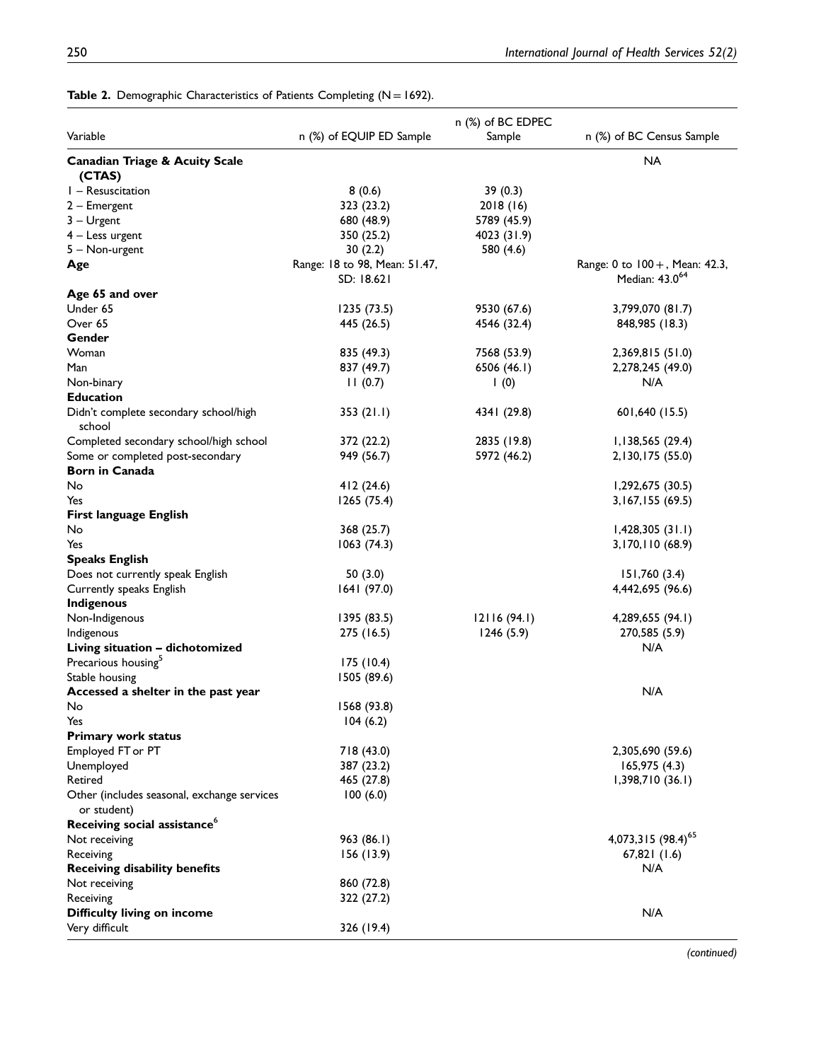**Table 2.** Demographic Characteristics of Patients Completing (N = 1692).

| Variable | n (%) of EQUIP ED Sample | n (%) of BC EDPEC Sample | n (%) of BC Census Sample |
|---|---|---|---|
| **Canadian Triage & Acuity Scale (CTAS)** | | | NA |
| 1 – Resuscitation | 8 (0.6) | 39 (0.3) | |
| 2 – Emergent | 323 (23.2) | 2018 (16) | |
| 3 – Urgent | 680 (48.9) | 5789 (45.9) | |
| 4 – Less urgent | 350 (25.2) | 4023 (31.9) | |
| 5 – Non-urgent | 30 (2.2) | 580 (4.6) | |
| **Age** | Range: 18 to 98, Mean: 51.47, SD: 18.621 | | Range: 0 to 100+, Mean: 42.3, Median: 43.0[64] |
| **Age 65 and over** | | | |
| Under 65 | 1235 (73.5) | 9530 (67.6) | 3,799,070 (81.7) |
| Over 65 | 445 (26.5) | 4546 (32.4) | 848,985 (18.3) |
| **Gender** | | | |
| Woman | 835 (49.3) | 7568 (53.9) | 2,369,815 (51.0) |
| Man | 837 (49.7) | 6506 (46.1) | 2,278,245 (49.0) |
| Non-binary | 11 (0.7) | 1 (0) | N/A |
| **Education** | | | |
| Didn't complete secondary school/high school | 353 (21.1) | 4341 (29.8) | 601,640 (15.5) |
| Completed secondary school/high school | 372 (22.2) | 2835 (19.8) | 1,138,565 (29.4) |
| Some or completed post-secondary | 949 (56.7) | 5972 (46.2) | 2,130,175 (55.0) |
| **Born in Canada** | | | |
| No | 412 (24.6) | | 1,292,675 (30.5) |
| Yes | 1265 (75.4) | | 3,167,155 (69.5) |
| **First language English** | | | |
| No | 368 (25.7) | | 1,428,305 (31.1) |
| Yes | 1063 (74.3) | | 3,170,110 (68.9) |
| **Speaks English** | | | |
| Does not currently speak English | 50 (3.0) | | 151,760 (3.4) |
| Currently speaks English | 1641 (97.0) | | 4,442,695 (96.6) |
| **Indigenous** | | | |
| Non-Indigenous | 1395 (83.5) | 12116 (94.1) | 4,289,655 (94.1) |
| Indigenous | 275 (16.5) | 1246 (5.9) | 270,585 (5.9) |
| **Living situation – dichotomized** | | | N/A |
| Precarious housing[5] | 175 (10.4) | | |
| Stable housing | 1505 (89.6) | | |
| **Accessed a shelter in the past year** | | | N/A |
| No | 1568 (93.8) | | |
| Yes | 104 (6.2) | | |
| **Primary work status** | | | |
| Employed FT or PT | 718 (43.0) | | 2,305,690 (59.6) |
| Unemployed | 387 (23.2) | | 165,975 (4.3) |
| Retired | 465 (27.8) | | 1,398,710 (36.1) |
| Other (includes seasonal, exchange services or student) | 100 (6.0) | | |
| **Receiving social assistance**[6] | | | |
| Not receiving | 963 (86.1) | | 4,073,315 (98.4)[65] |
| Receiving | 156 (13.9) | | 67,821 (1.6) |
| **Receiving disability benefits** | | | N/A |
| Not receiving | 860 (72.8) | | |
| Receiving | 322 (27.2) | | |
| **Difficulty living on income** | | | N/A |
| Very difficult | 326 (19.4) | | |

*(continued)*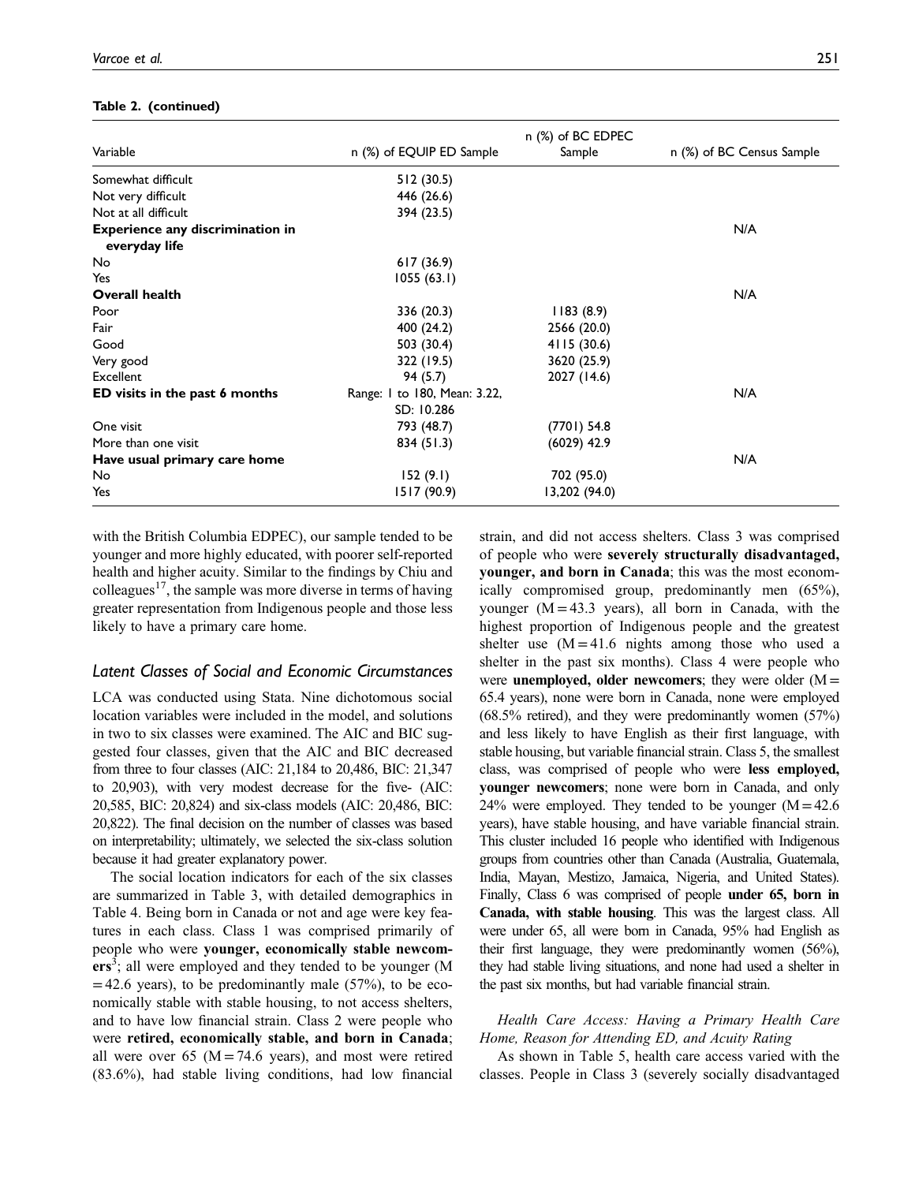**Table 2. (continued)**

| Variable | n (%) of EQUIP ED Sample | n (%) of BC EDPEC Sample | n (%) of BC Census Sample |
|---|---|---|---|
| Somewhat difficult | 512 (30.5) | | |
| Not very difficult | 446 (26.6) | | |
| Not at all difficult | 394 (23.5) | | |
| **Experience any discrimination in everyday life** | | | N/A |
| No | 617 (36.9) | | |
| Yes | 1055 (63.1) | | |
| **Overall health** | | | N/A |
| Poor | 336 (20.3) | 1183 (8.9) | |
| Fair | 400 (24.2) | 2566 (20.0) | |
| Good | 503 (30.4) | 4115 (30.6) | |
| Very good | 322 (19.5) | 3620 (25.9) | |
| Excellent | 94 (5.7) | 2027 (14.6) | |
| **ED visits in the past 6 months** | Range: 1 to 180, Mean: 3.22, SD: 10.286 | | N/A |
| One visit | 793 (48.7) | (7701) 54.8 | |
| More than one visit | 834 (51.3) | (6029) 42.9 | |
| **Have usual primary care home** | | | N/A |
| No | 152 (9.1) | 702 (95.0) | |
| Yes | 1517 (90.9) | 13,202 (94.0) | |

with the British Columbia EDPEC), our sample tended to be younger and more highly educated, with poorer self-reported health and higher acuity. Similar to the findings by Chiu and colleagues[17], the sample was more diverse in terms of having greater representation from Indigenous people and those less likely to have a primary care home.

## *Latent Classes of Social and Economic Circumstances*

LCA was conducted using Stata. Nine dichotomous social location variables were included in the model, and solutions in two to six classes were examined. The AIC and BIC suggested four classes, given that the AIC and BIC decreased from three to four classes (AIC: 21,184 to 20,486, BIC: 21,347 to 20,903), with very modest decrease for the five- (AIC: 20,585, BIC: 20,824) and six-class models (AIC: 20,486, BIC: 20,822). The final decision on the number of classes was based on interpretability; ultimately, we selected the six-class solution because it had greater explanatory power.

The social location indicators for each of the six classes are summarized in Table 3, with detailed demographics in Table 4. Being born in Canada or not and age were key features in each class. Class 1 was comprised primarily of people who were **younger, economically stable newcomers**[3]; all were employed and they tended to be younger (M = 42.6 years), to be predominantly male (57%), to be economically stable with stable housing, to not access shelters, and to have low financial strain. Class 2 were people who were **retired, economically stable, and born in Canada**; all were over 65 (M = 74.6 years), and most were retired (83.6%), had stable living conditions, had low financial strain, and did not access shelters. Class 3 was comprised of people who were **severely structurally disadvantaged, younger, and born in Canada**; this was the most economically compromised group, predominantly men (65%), younger (M = 43.3 years), all born in Canada, with the highest proportion of Indigenous people and the greatest shelter use (M = 41.6 nights among those who used a shelter in the past six months). Class 4 were people who were **unemployed, older newcomers**; they were older (M = 65.4 years), none were born in Canada, none were employed (68.5% retired), and they were predominantly women (57%) and less likely to have English as their first language, with stable housing, but variable financial strain. Class 5, the smallest class, was comprised of people who were **less employed, younger newcomers**; none were born in Canada, and only 24% were employed. They tended to be younger (M = 42.6 years), have stable housing, and have variable financial strain. This cluster included 16 people who identified with Indigenous groups from countries other than Canada (Australia, Guatemala, India, Mayan, Mestizo, Jamaica, Nigeria, and United States). Finally, Class 6 was comprised of people **under 65, born in Canada, with stable housing**. This was the largest class. All were under 65, all were born in Canada, 95% had English as their first language, they were predominantly women (56%), they had stable living situations, and none had used a shelter in the past six months, but had variable financial strain.

### *Health Care Access: Having a Primary Health Care Home, Reason for Attending ED, and Acuity Rating*

As shown in Table 5, health care access varied with the classes. People in Class 3 (severely socially disadvantaged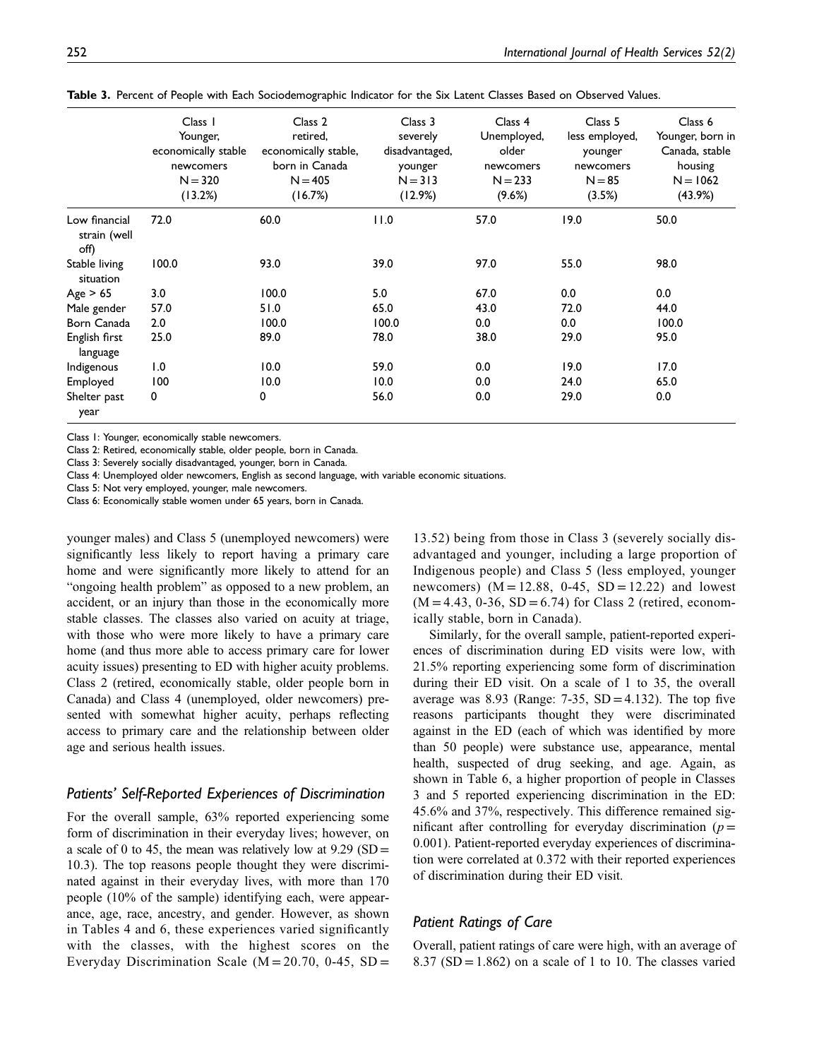**Table 3.** Percent of People with Each Sociodemographic Indicator for the Six Latent Classes Based on Observed Values.

| | Class 1 Younger, economically stable newcomers N = 320 (13.2%) | Class 2 retired, economically stable, born in Canada N = 405 (16.7%) | Class 3 severely disadvantaged, younger N = 313 (12.9%) | Class 4 Unemployed, older newcomers N = 233 (9.6%) | Class 5 less employed, younger newcomers N = 85 (3.5%) | Class 6 Younger, born in Canada, stable housing N = 1062 (43.9%) |
|---|---|---|---|---|---|---|
| Low financial strain (well off) | 72.0 | 60.0 | 11.0 | 57.0 | 19.0 | 50.0 |
| Stable living situation | 100.0 | 93.0 | 39.0 | 97.0 | 55.0 | 98.0 |
| Age > 65 | 3.0 | 100.0 | 5.0 | 67.0 | 0.0 | 0.0 |
| Male gender | 57.0 | 51.0 | 65.0 | 43.0 | 72.0 | 44.0 |
| Born Canada | 2.0 | 100.0 | 100.0 | 0.0 | 0.0 | 100.0 |
| English first language | 25.0 | 89.0 | 78.0 | 38.0 | 29.0 | 95.0 |
| Indigenous | 1.0 | 10.0 | 59.0 | 0.0 | 19.0 | 17.0 |
| Employed | 100 | 10.0 | 10.0 | 0.0 | 24.0 | 65.0 |
| Shelter past year | 0 | 0 | 56.0 | 0.0 | 29.0 | 0.0 |

Class 1: Younger, economically stable newcomers.
Class 2: Retired, economically stable, older people, born in Canada.
Class 3: Severely socially disadvantaged, younger, born in Canada.
Class 4: Unemployed older newcomers, English as second language, with variable economic situations.
Class 5: Not very employed, younger, male newcomers.
Class 6: Economically stable women under 65 years, born in Canada.

younger males) and Class 5 (unemployed newcomers) were significantly less likely to report having a primary care home and were significantly more likely to attend for an "ongoing health problem" as opposed to a new problem, an accident, or an injury than those in the economically more stable classes. The classes also varied on acuity at triage, with those who were more likely to have a primary care home (and thus more able to access primary care for lower acuity issues) presenting to ED with higher acuity problems. Class 2 (retired, economically stable, older people born in Canada) and Class 4 (unemployed, older newcomers) presented with somewhat higher acuity, perhaps reflecting access to primary care and the relationship between older age and serious health issues.

### *Patients' Self-Reported Experiences of Discrimination*

For the overall sample, 63% reported experiencing some form of discrimination in their everyday lives; however, on a scale of 0 to 45, the mean was relatively low at 9.29 (SD = 10.3). The top reasons people thought they were discriminated against in their everyday lives, with more than 170 people (10% of the sample) identifying each, were appearance, age, race, ancestry, and gender. However, as shown in Tables 4 and 6, these experiences varied significantly with the classes, with the highest scores on the Everyday Discrimination Scale (M = 20.70, 0-45, SD = 13.52) being from those in Class 3 (severely socially disadvantaged and younger, including a large proportion of Indigenous people) and Class 5 (less employed, younger newcomers) (M = 12.88, 0-45, SD = 12.22) and lowest (M = 4.43, 0-36, SD = 6.74) for Class 2 (retired, economically stable, born in Canada).

Similarly, for the overall sample, patient-reported experiences of discrimination during ED visits were low, with 21.5% reporting experiencing some form of discrimination during their ED visit. On a scale of 1 to 35, the overall average was 8.93 (Range: 7-35, SD = 4.132). The top five reasons participants thought they were discriminated against in the ED (each of which was identified by more than 50 people) were substance use, appearance, mental health, suspected of drug seeking, and age. Again, as shown in Table 6, a higher proportion of people in Classes 3 and 5 reported experiencing discrimination in the ED: 45.6% and 37%, respectively. This difference remained significant after controlling for everyday discrimination ($p =$ 0.001). Patient-reported everyday experiences of discrimination were correlated at 0.372 with their reported experiences of discrimination during their ED visit.

### *Patient Ratings of Care*

Overall, patient ratings of care were high, with an average of 8.37 (SD = 1.862) on a scale of 1 to 10. The classes varied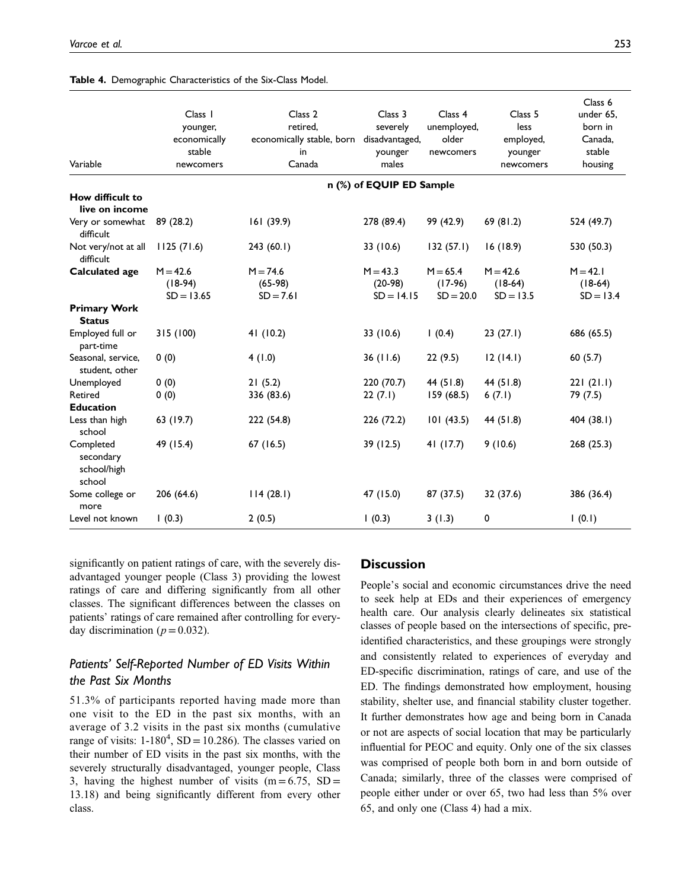**Table 4.** Demographic Characteristics of the Six-Class Model.

| Variable | Class 1 younger, economically stable newcomers | Class 2 retired, economically stable, born in Canada | Class 3 severely disadvantaged, younger males | Class 4 unemployed, older newcomers | Class 5 less employed, younger newcomers | Class 6 under 65, born in Canada, stable housing |
|---|---|---|---|---|---|---|
| | n (%) of EQUIP ED Sample | | | | | |
| **How difficult to live on income** | | | | | | |
| Very or somewhat difficult | 89 (28.2) | 161 (39.9) | 278 (89.4) | 99 (42.9) | 69 (81.2) | 524 (49.7) |
| Not very/not at all difficult | 1125 (71.6) | 243 (60.1) | 33 (10.6) | 132 (57.1) | 16 (18.9) | 530 (50.3) |
| **Calculated age** | M = 42.6 (18-94) SD = 13.65 | M = 74.6 (65-98) SD = 7.61 | M = 43.3 (20-98) SD = 14.15 | M = 65.4 (17-96) SD = 20.0 | M = 42.6 (18-64) SD = 13.5 | M = 42.1 (18-64) SD = 13.4 |
| **Primary Work Status** | | | | | | |
| Employed full or part-time | 315 (100) | 41 (10.2) | 33 (10.6) | 1 (0.4) | 23 (27.1) | 686 (65.5) |
| Seasonal, service, student, other | 0 (0) | 4 (1.0) | 36 (11.6) | 22 (9.5) | 12 (14.1) | 60 (5.7) |
| Unemployed | 0 (0) | 21 (5.2) | 220 (70.7) | 44 (51.8) | 44 (51.8) | 221 (21.1) |
| Retired | 0 (0) | 336 (83.6) | 22 (7.1) | 159 (68.5) | 6 (7.1) | 79 (7.5) |
| **Education** | | | | | | |
| Less than high school | 63 (19.7) | 222 (54.8) | 226 (72.2) | 101 (43.5) | 44 (51.8) | 404 (38.1) |
| Completed secondary school/high school | 49 (15.4) | 67 (16.5) | 39 (12.5) | 41 (17.7) | 9 (10.6) | 268 (25.3) |
| Some college or more | 206 (64.6) | 114 (28.1) | 47 (15.0) | 87 (37.5) | 32 (37.6) | 386 (36.4) |
| Level not known | 1 (0.3) | 2 (0.5) | 1 (0.3) | 3 (1.3) | 0 | 1 (0.1) |

significantly on patient ratings of care, with the severely disadvantaged younger people (Class 3) providing the lowest ratings of care and differing significantly from all other classes. The significant differences between the classes on patients' ratings of care remained after controlling for everyday discrimination ($p = 0.032$).

### *Patients' Self-Reported Number of ED Visits Within the Past Six Months*

51.3% of participants reported having made more than one visit to the ED in the past six months, with an average of 3.2 visits in the past six months (cumulative range of visits: 1-180[4], SD = 10.286). The classes varied on their number of ED visits in the past six months, with the severely structurally disadvantaged, younger people, Class 3, having the highest number of visits (m = 6.75, SD = 13.18) and being significantly different from every other class.

## Discussion

People's social and economic circumstances drive the need to seek help at EDs and their experiences of emergency health care. Our analysis clearly delineates six statistical classes of people based on the intersections of specific, pre-identified characteristics, and these groupings were strongly and consistently related to experiences of everyday and ED-specific discrimination, ratings of care, and use of the ED. The findings demonstrated how employment, housing stability, shelter use, and financial stability cluster together. It further demonstrates how age and being born in Canada or not are aspects of social location that may be particularly influential for PEOC and equity. Only one of the six classes was comprised of people both born in and born outside of Canada; similarly, three of the classes were comprised of people either under or over 65, two had less than 5% over 65, and only one (Class 4) had a mix.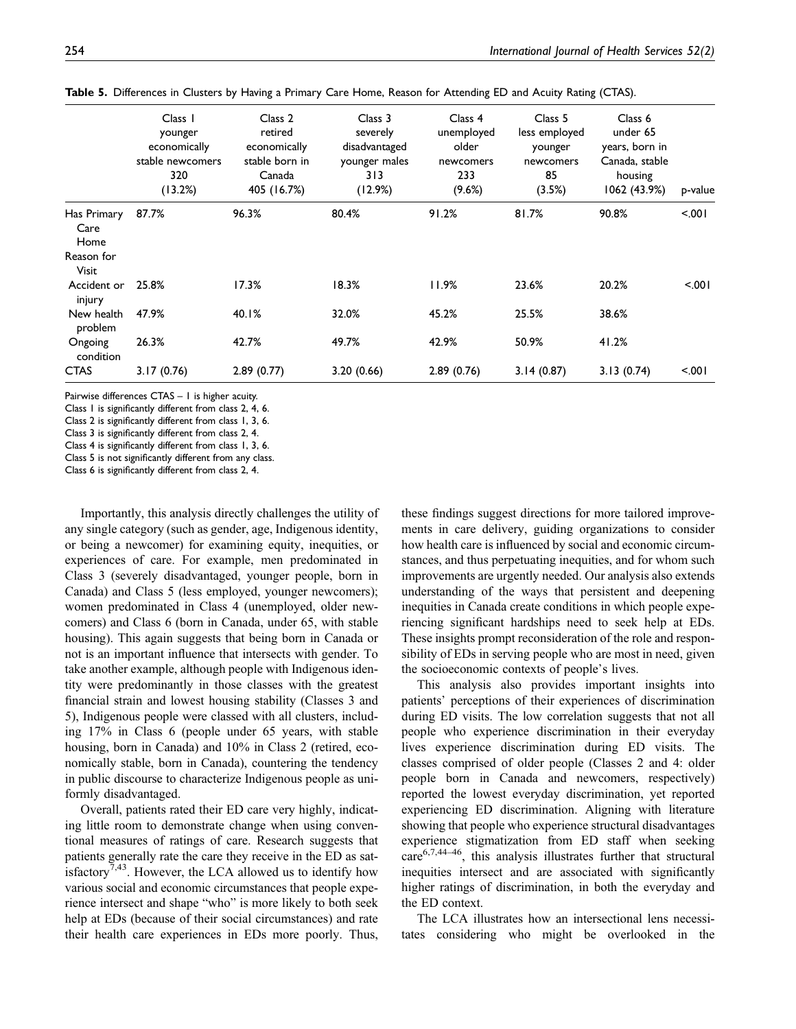**Table 5.** Differences in Clusters by Having a Primary Care Home, Reason for Attending ED and Acuity Rating (CTAS).

| | Class 1 younger economically stable newcomers 320 (13.2%) | Class 2 retired economically stable born in Canada 405 (16.7%) | Class 3 severely disadvantaged younger males 313 (12.9%) | Class 4 unemployed older newcomers 233 (9.6%) | Class 5 less employed younger newcomers 85 (3.5%) | Class 6 under 65 years, born in Canada, stable housing 1062 (43.9%) | p-value |
|---|---|---|---|---|---|---|---|
| Has Primary Care Home | 87.7% | 96.3% | 80.4% | 91.2% | 81.7% | 90.8% | <.001 |
| Reason for Visit | | | | | | | |
| Accident or injury | 25.8% | 17.3% | 18.3% | 11.9% | 23.6% | 20.2% | <.001 |
| New health problem | 47.9% | 40.1% | 32.0% | 45.2% | 25.5% | 38.6% | |
| Ongoing condition | 26.3% | 42.7% | 49.7% | 42.9% | 50.9% | 41.2% | |
| CTAS | 3.17 (0.76) | 2.89 (0.77) | 3.20 (0.66) | 2.89 (0.76) | 3.14 (0.87) | 3.13 (0.74) | <.001 |

Pairwise differences CTAS – 1 is higher acuity.
Class 1 is significantly different from class 2, 4, 6.
Class 2 is significantly different from class 1, 3, 6.
Class 3 is significantly different from class 2, 4.
Class 4 is significantly different from class 1, 3, 6.
Class 5 is not significantly different from any class.
Class 6 is significantly different from class 2, 4.

Importantly, this analysis directly challenges the utility of any single category (such as gender, age, Indigenous identity, or being a newcomer) for examining equity, inequities, or experiences of care. For example, men predominated in Class 3 (severely disadvantaged, younger people, born in Canada) and Class 5 (less employed, younger newcomers); women predominated in Class 4 (unemployed, older newcomers) and Class 6 (born in Canada, under 65, with stable housing). This again suggests that being born in Canada or not is an important influence that intersects with gender. To take another example, although people with Indigenous identity were predominantly in those classes with the greatest financial strain and lowest housing stability (Classes 3 and 5), Indigenous people were classed with all clusters, including 17% in Class 6 (people under 65 years, with stable housing, born in Canada) and 10% in Class 2 (retired, economically stable, born in Canada), countering the tendency in public discourse to characterize Indigenous people as uniformly disadvantaged.

Overall, patients rated their ED care very highly, indicating little room to demonstrate change when using conventional measures of ratings of care. Research suggests that patients generally rate the care they receive in the ED as satisfactory[7,43]. However, the LCA allowed us to identify how various social and economic circumstances that people experience intersect and shape "who" is more likely to both seek help at EDs (because of their social circumstances) and rate their health care experiences in EDs more poorly. Thus, these findings suggest directions for more tailored improvements in care delivery, guiding organizations to consider how health care is influenced by social and economic circumstances, and thus perpetuating inequities, and for whom such improvements are urgently needed. Our analysis also extends understanding of the ways that persistent and deepening inequities in Canada create conditions in which people experiencing significant hardships need to seek help at EDs. These insights prompt reconsideration of the role and responsibility of EDs in serving people who are most in need, given the socioeconomic contexts of people's lives.

This analysis also provides important insights into patients' perceptions of their experiences of discrimination during ED visits. The low correlation suggests that not all people who experience discrimination in their everyday lives experience discrimination during ED visits. The classes comprised of older people (Classes 2 and 4: older people born in Canada and newcomers, respectively) reported the lowest everyday discrimination, yet reported experiencing ED discrimination. Aligning with literature showing that people who experience structural disadvantages experience stigmatization from ED staff when seeking care[6,7,44–46], this analysis illustrates further that structural inequities intersect and are associated with significantly higher ratings of discrimination, in both the everyday and the ED context.

The LCA illustrates how an intersectional lens necessitates considering who might be overlooked in the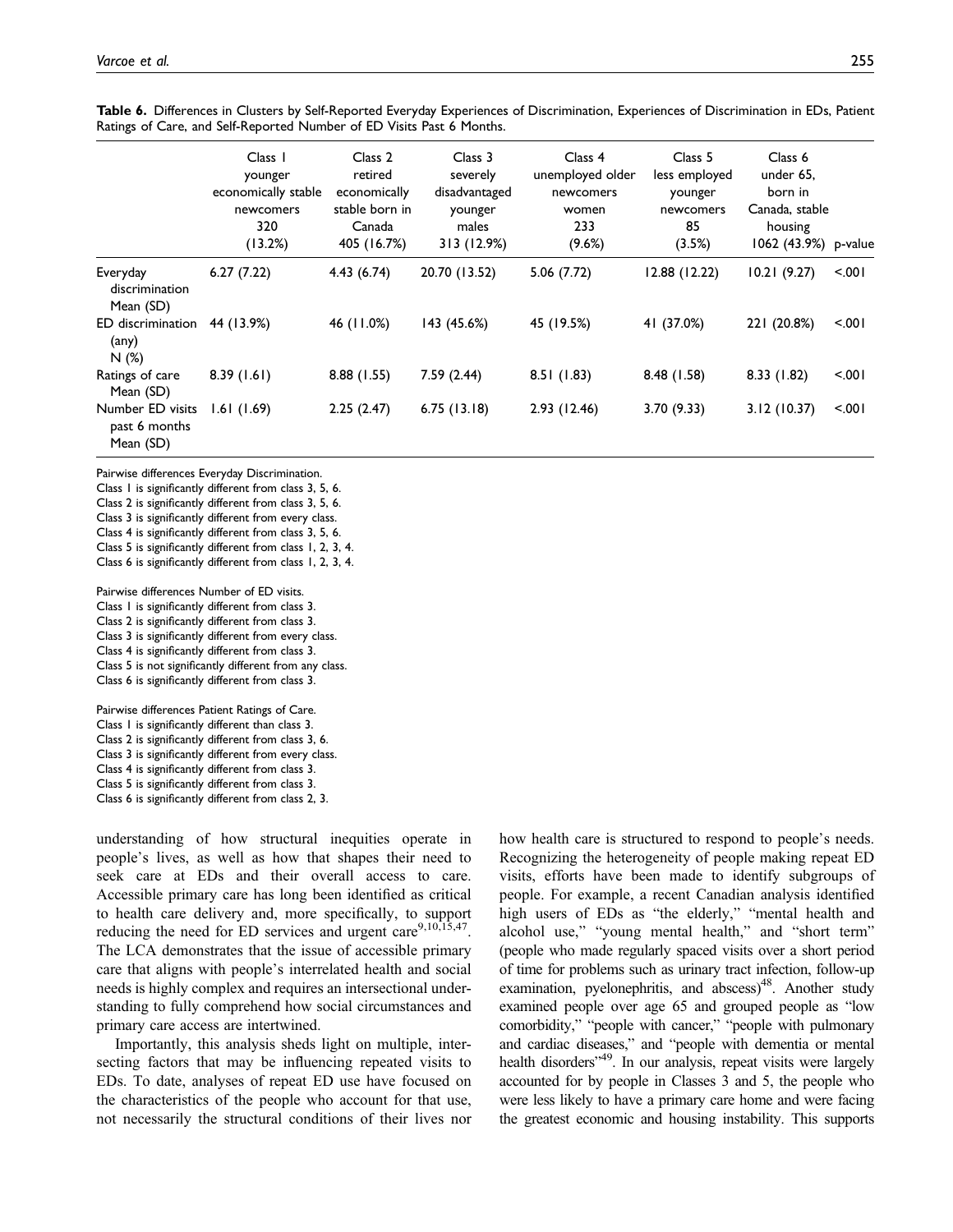**Table 6.** Differences in Clusters by Self-Reported Everyday Experiences of Discrimination, Experiences of Discrimination in EDs, Patient Ratings of Care, and Self-Reported Number of ED Visits Past 6 Months.

| | Class 1 younger economically stable newcomers 320 (13.2%) | Class 2 retired economically stable born in Canada 405 (16.7%) | Class 3 severely disadvantaged younger males 313 (12.9%) | Class 4 unemployed older newcomers women 233 (9.6%) | Class 5 less employed younger newcomers 85 (3.5%) | Class 6 under 65, born in Canada, stable housing 1062 (43.9%) | p-value |
|---|---|---|---|---|---|---|---|
| Everyday discrimination Mean (SD) | 6.27 (7.22) | 4.43 (6.74) | 20.70 (13.52) | 5.06 (7.72) | 12.88 (12.22) | 10.21 (9.27) | <.001 |
| ED discrimination (any) N (%) | 44 (13.9%) | 46 (11.0%) | 143 (45.6%) | 45 (19.5%) | 41 (37.0%) | 221 (20.8%) | <.001 |
| Ratings of care Mean (SD) | 8.39 (1.61) | 8.88 (1.55) | 7.59 (2.44) | 8.51 (1.83) | 8.48 (1.58) | 8.33 (1.82) | <.001 |
| Number ED visits past 6 months Mean (SD) | 1.61 (1.69) | 2.25 (2.47) | 6.75 (13.18) | 2.93 (12.46) | 3.70 (9.33) | 3.12 (10.37) | <.001 |

Pairwise differences Everyday Discrimination.
Class 1 is significantly different from class 3, 5, 6.
Class 2 is significantly different from class 3, 5, 6.
Class 3 is significantly different from every class.
Class 4 is significantly different from class 3, 5, 6.
Class 5 is significantly different from class 1, 2, 3, 4.
Class 6 is significantly different from class 1, 2, 3, 4.

Pairwise differences Number of ED visits.
Class 1 is significantly different from class 3.
Class 2 is significantly different from class 3.
Class 3 is significantly different from every class.
Class 4 is significantly different from class 3.
Class 5 is not significantly different from any class.
Class 6 is significantly different from class 3.

Pairwise differences Patient Ratings of Care.
Class 1 is significantly different than class 3.
Class 2 is significantly different from class 3, 6.
Class 3 is significantly different from every class.
Class 4 is significantly different from class 3.
Class 5 is significantly different from class 3.
Class 6 is significantly different from class 2, 3.

understanding of how structural inequities operate in people's lives, as well as how that shapes their need to seek care at EDs and their overall access to care. Accessible primary care has long been identified as critical to health care delivery and, more specifically, to support reducing the need for ED services and urgent care[9,10,15,47]. The LCA demonstrates that the issue of accessible primary care that aligns with people's interrelated health and social needs is highly complex and requires an intersectional understanding to fully comprehend how social circumstances and primary care access are intertwined.

Importantly, this analysis sheds light on multiple, intersecting factors that may be influencing repeated visits to EDs. To date, analyses of repeat ED use have focused on the characteristics of the people who account for that use, not necessarily the structural conditions of their lives nor how health care is structured to respond to people's needs. Recognizing the heterogeneity of people making repeat ED visits, efforts have been made to identify subgroups of people. For example, a recent Canadian analysis identified high users of EDs as "the elderly," "mental health and alcohol use," "young mental health," and "short term" (people who made regularly spaced visits over a short period of time for problems such as urinary tract infection, follow-up examination, pyelonephritis, and abscess)[48]. Another study examined people over age 65 and grouped people as "low comorbidity," "people with cancer," "people with pulmonary and cardiac diseases," and "people with dementia or mental health disorders"[49]. In our analysis, repeat visits were largely accounted for by people in Classes 3 and 5, the people who were less likely to have a primary care home and were facing the greatest economic and housing instability. This supports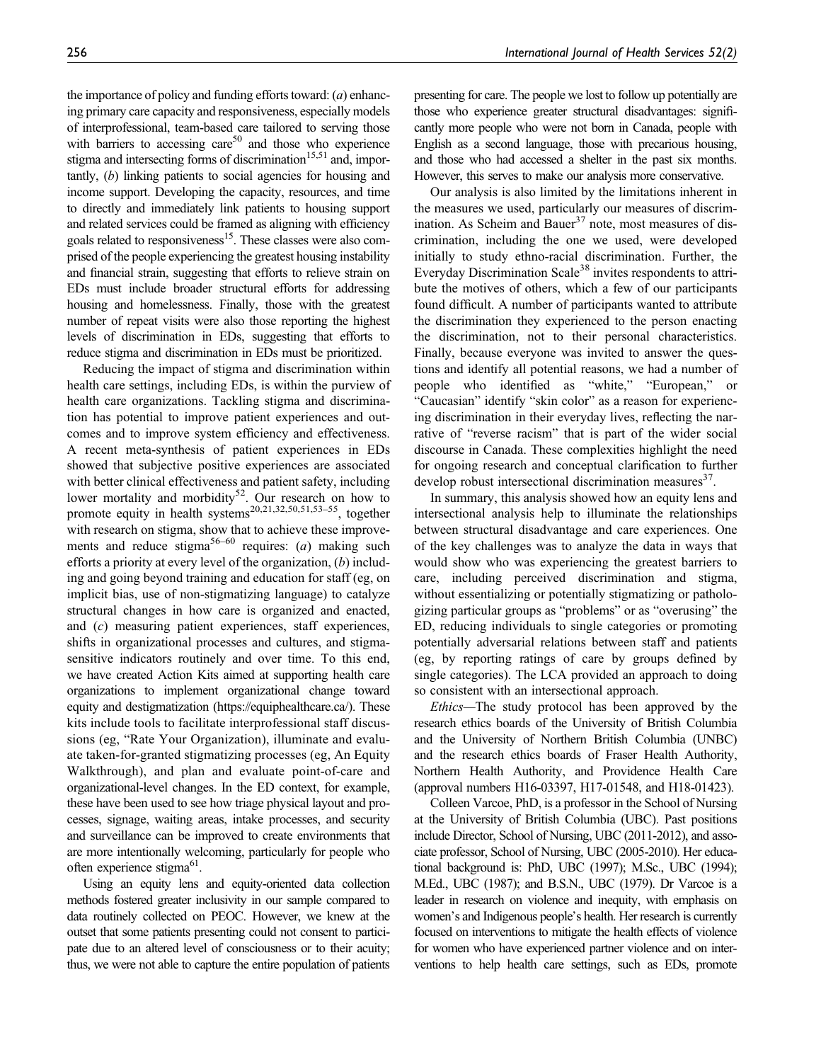the importance of policy and funding efforts toward: (*a*) enhancing primary care capacity and responsiveness, especially models of interprofessional, team-based care tailored to serving those with barriers to accessing care[50] and those who experience stigma and intersecting forms of discrimination[15,51] and, importantly, (*b*) linking patients to social agencies for housing and income support. Developing the capacity, resources, and time to directly and immediately link patients to housing support and related services could be framed as aligning with efficiency goals related to responsiveness[15]. These classes were also comprised of the people experiencing the greatest housing instability and financial strain, suggesting that efforts to relieve strain on EDs must include broader structural efforts for addressing housing and homelessness. Finally, those with the greatest number of repeat visits were also those reporting the highest levels of discrimination in EDs, suggesting that efforts to reduce stigma and discrimination in EDs must be prioritized.

Reducing the impact of stigma and discrimination within health care settings, including EDs, is within the purview of health care organizations. Tackling stigma and discrimination has potential to improve patient experiences and outcomes and to improve system efficiency and effectiveness. A recent meta-synthesis of patient experiences in EDs showed that subjective positive experiences are associated with better clinical effectiveness and patient safety, including lower mortality and morbidity[52]. Our research on how to promote equity in health systems[20,21,32,50,51,53–55], together with research on stigma, show that to achieve these improvements and reduce stigma[56–60] requires: (*a*) making such efforts a priority at every level of the organization, (*b*) including and going beyond training and education for staff (eg, on implicit bias, use of non-stigmatizing language) to catalyze structural changes in how care is organized and enacted, and (*c*) measuring patient experiences, staff experiences, shifts in organizational processes and cultures, and stigma-sensitive indicators routinely and over time. To this end, we have created Action Kits aimed at supporting health care organizations to implement organizational change toward equity and destigmatization (https://equiphealthcare.ca/). These kits include tools to facilitate interprofessional staff discussions (eg, "Rate Your Organization), illuminate and evaluate taken-for-granted stigmatizing processes (eg, An Equity Walkthrough), and plan and evaluate point-of-care and organizational-level changes. In the ED context, for example, these have been used to see how triage physical layout and processes, signage, waiting areas, intake processes, and security and surveillance can be improved to create environments that are more intentionally welcoming, particularly for people who often experience stigma[61].

Using an equity lens and equity-oriented data collection methods fostered greater inclusivity in our sample compared to data routinely collected on PEOC. However, we knew at the outset that some patients presenting could not consent to participate due to an altered level of consciousness or to their acuity; thus, we were not able to capture the entire population of patients presenting for care. The people we lost to follow up potentially are those who experience greater structural disadvantages: significantly more people who were not born in Canada, people with English as a second language, those with precarious housing, and those who had accessed a shelter in the past six months. However, this serves to make our analysis more conservative.

Our analysis is also limited by the limitations inherent in the measures we used, particularly our measures of discrimination. As Scheim and Bauer[37] note, most measures of discrimination, including the one we used, were developed initially to study ethno-racial discrimination. Further, the Everyday Discrimination Scale[38] invites respondents to attribute the motives of others, which a few of our participants found difficult. A number of participants wanted to attribute the discrimination they experienced to the person enacting the discrimination, not to their personal characteristics. Finally, because everyone was invited to answer the questions and identify all potential reasons, we had a number of people who identified as "white," "European," or "Caucasian" identify "skin color" as a reason for experiencing discrimination in their everyday lives, reflecting the narrative of "reverse racism" that is part of the wider social discourse in Canada. These complexities highlight the need for ongoing research and conceptual clarification to further develop robust intersectional discrimination measures[37].

In summary, this analysis showed how an equity lens and intersectional analysis help to illuminate the relationships between structural disadvantage and care experiences. One of the key challenges was to analyze the data in ways that would show who was experiencing the greatest barriers to care, including perceived discrimination and stigma, without essentializing or potentially stigmatizing or pathologizing particular groups as "problems" or as "overusing" the ED, reducing individuals to single categories or promoting potentially adversarial relations between staff and patients (eg, by reporting ratings of care by groups defined by single categories). The LCA provided an approach to doing so consistent with an intersectional approach.

*Ethics*—The study protocol has been approved by the research ethics boards of the University of British Columbia and the University of Northern British Columbia (UNBC) and the research ethics boards of Fraser Health Authority, Northern Health Authority, and Providence Health Care (approval numbers H16-03397, H17-01548, and H18-01423).

Colleen Varcoe, PhD, is a professor in the School of Nursing at the University of British Columbia (UBC). Past positions include Director, School of Nursing, UBC (2011-2012), and associate professor, School of Nursing, UBC (2005-2010). Her educational background is: PhD, UBC (1997); M.Sc., UBC (1994); M.Ed., UBC (1987); and B.S.N., UBC (1979). Dr Varcoe is a leader in research on violence and inequity, with emphasis on women's and Indigenous people's health. Her research is currently focused on interventions to mitigate the health effects of violence for women who have experienced partner violence and on interventions to help health care settings, such as EDs, promote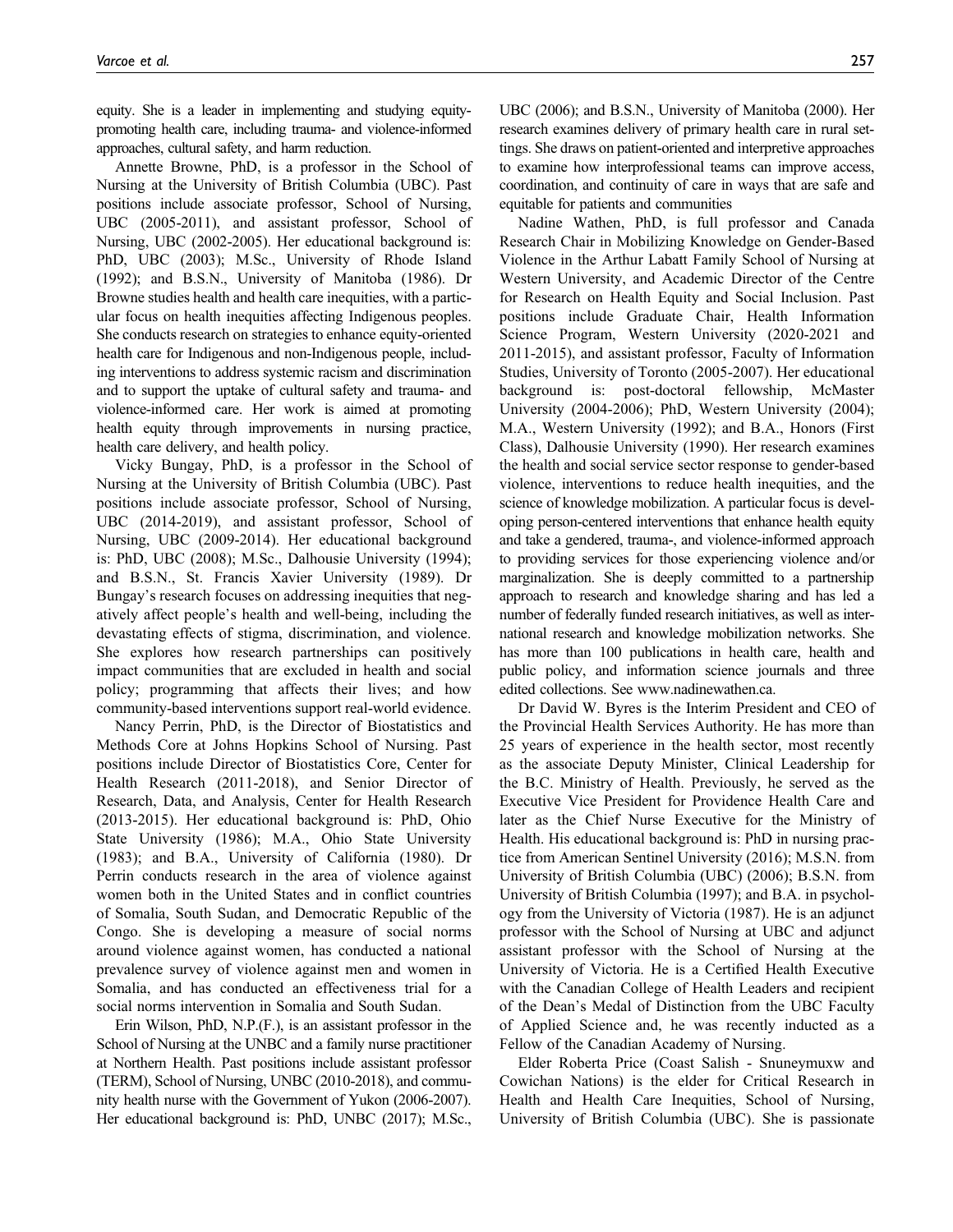equity. She is a leader in implementing and studying equity-promoting health care, including trauma- and violence-informed approaches, cultural safety, and harm reduction.

Annette Browne, PhD, is a professor in the School of Nursing at the University of British Columbia (UBC). Past positions include associate professor, School of Nursing, UBC (2005-2011), and assistant professor, School of Nursing, UBC (2002-2005). Her educational background is: PhD, UBC (2003); M.Sc., University of Rhode Island (1992); and B.S.N., University of Manitoba (1986). Dr Browne studies health and health care inequities, with a particular focus on health inequities affecting Indigenous peoples. She conducts research on strategies to enhance equity-oriented health care for Indigenous and non-Indigenous people, including interventions to address systemic racism and discrimination and to support the uptake of cultural safety and trauma- and violence-informed care. Her work is aimed at promoting health equity through improvements in nursing practice, health care delivery, and health policy.

Vicky Bungay, PhD, is a professor in the School of Nursing at the University of British Columbia (UBC). Past positions include associate professor, School of Nursing, UBC (2014-2019), and assistant professor, School of Nursing, UBC (2009-2014). Her educational background is: PhD, UBC (2008); M.Sc., Dalhousie University (1994); and B.S.N., St. Francis Xavier University (1989). Dr Bungay's research focuses on addressing inequities that negatively affect people's health and well-being, including the devastating effects of stigma, discrimination, and violence. She explores how research partnerships can positively impact communities that are excluded in health and social policy; programming that affects their lives; and how community-based interventions support real-world evidence.

Nancy Perrin, PhD, is the Director of Biostatistics and Methods Core at Johns Hopkins School of Nursing. Past positions include Director of Biostatistics Core, Center for Health Research (2011-2018), and Senior Director of Research, Data, and Analysis, Center for Health Research (2013-2015). Her educational background is: PhD, Ohio State University (1986); M.A., Ohio State University (1983); and B.A., University of California (1980). Dr Perrin conducts research in the area of violence against women both in the United States and in conflict countries of Somalia, South Sudan, and Democratic Republic of the Congo. She is developing a measure of social norms around violence against women, has conducted a national prevalence survey of violence against men and women in Somalia, and has conducted an effectiveness trial for a social norms intervention in Somalia and South Sudan.

Erin Wilson, PhD, N.P.(F.), is an assistant professor in the School of Nursing at the UNBC and a family nurse practitioner at Northern Health. Past positions include assistant professor (TERM), School of Nursing, UNBC (2010-2018), and community health nurse with the Government of Yukon (2006-2007). Her educational background is: PhD, UNBC (2017); M.Sc., UBC (2006); and B.S.N., University of Manitoba (2000). Her research examines delivery of primary health care in rural settings. She draws on patient-oriented and interpretive approaches to examine how interprofessional teams can improve access, coordination, and continuity of care in ways that are safe and equitable for patients and communities

Nadine Wathen, PhD, is full professor and Canada Research Chair in Mobilizing Knowledge on Gender-Based Violence in the Arthur Labatt Family School of Nursing at Western University, and Academic Director of the Centre for Research on Health Equity and Social Inclusion. Past positions include Graduate Chair, Health Information Science Program, Western University (2020-2021 and 2011-2015), and assistant professor, Faculty of Information Studies, University of Toronto (2005-2007). Her educational background is: post-doctoral fellowship, McMaster University (2004-2006); PhD, Western University (2004); M.A., Western University (1992); and B.A., Honors (First Class), Dalhousie University (1990). Her research examines the health and social service sector response to gender-based violence, interventions to reduce health inequities, and the science of knowledge mobilization. A particular focus is developing person-centered interventions that enhance health equity and take a gendered, trauma-, and violence-informed approach to providing services for those experiencing violence and/or marginalization. She is deeply committed to a partnership approach to research and knowledge sharing and has led a number of federally funded research initiatives, as well as international research and knowledge mobilization networks. She has more than 100 publications in health care, health and public policy, and information science journals and three edited collections. See www.nadinewathen.ca.

Dr David W. Byres is the Interim President and CEO of the Provincial Health Services Authority. He has more than 25 years of experience in the health sector, most recently as the associate Deputy Minister, Clinical Leadership for the B.C. Ministry of Health. Previously, he served as the Executive Vice President for Providence Health Care and later as the Chief Nurse Executive for the Ministry of Health. His educational background is: PhD in nursing practice from American Sentinel University (2016); M.S.N. from University of British Columbia (UBC) (2006); B.S.N. from University of British Columbia (1997); and B.A. in psychology from the University of Victoria (1987). He is an adjunct professor with the School of Nursing at UBC and adjunct assistant professor with the School of Nursing at the University of Victoria. He is a Certified Health Executive with the Canadian College of Health Leaders and recipient of the Dean's Medal of Distinction from the UBC Faculty of Applied Science and, he was recently inducted as a Fellow of the Canadian Academy of Nursing.

Elder Roberta Price (Coast Salish - Snuneymuxw and Cowichan Nations) is the elder for Critical Research in Health and Health Care Inequities, School of Nursing, University of British Columbia (UBC). She is passionate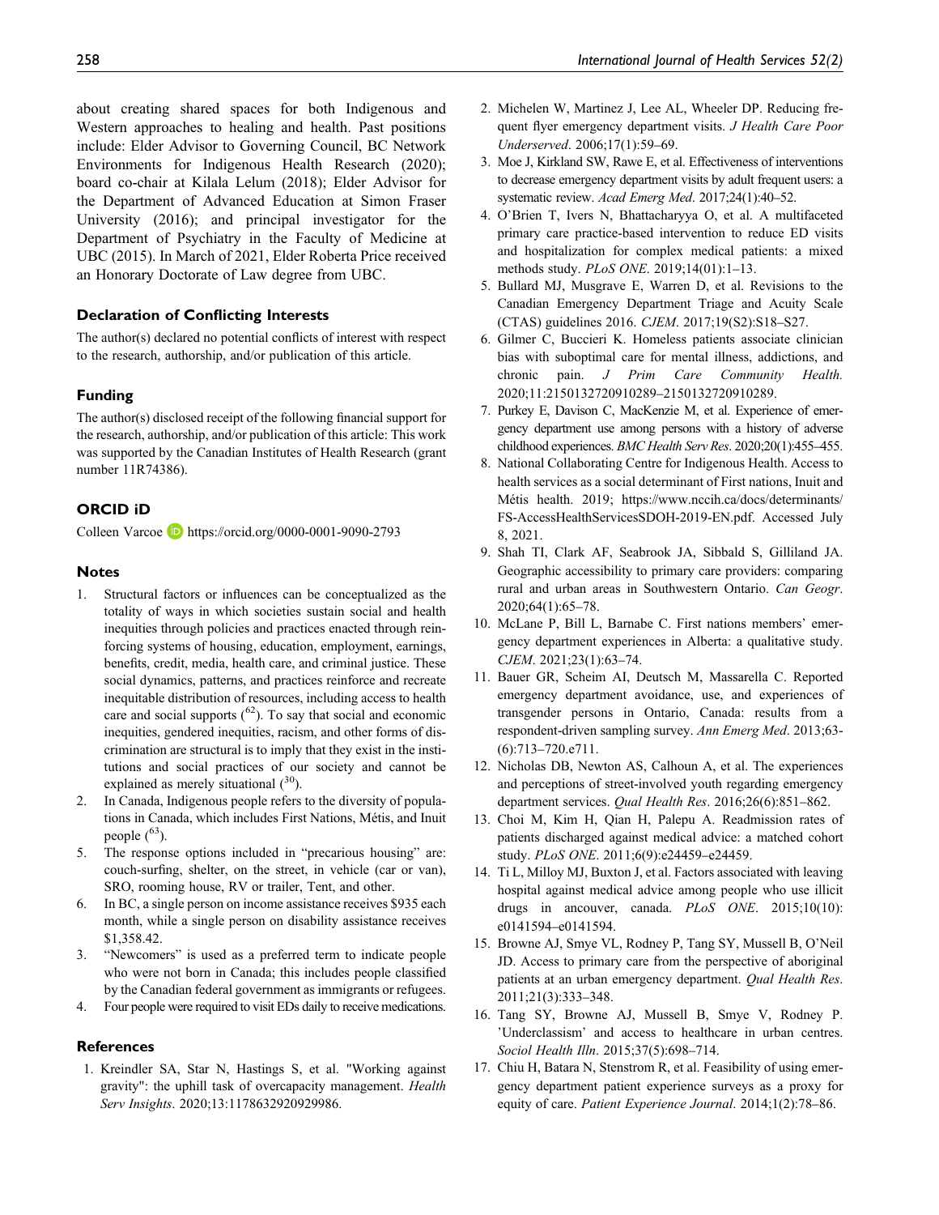about creating shared spaces for both Indigenous and Western approaches to healing and health. Past positions include: Elder Advisor to Governing Council, BC Network Environments for Indigenous Health Research (2020); board co-chair at Kilala Lelum (2018); Elder Advisor for the Department of Advanced Education at Simon Fraser University (2016); and principal investigator for the Department of Psychiatry in the Faculty of Medicine at UBC (2015). In March of 2021, Elder Roberta Price received an Honorary Doctorate of Law degree from UBC.

### Declaration of Conflicting Interests

The author(s) declared no potential conflicts of interest with respect to the research, authorship, and/or publication of this article.

### Funding

The author(s) disclosed receipt of the following financial support for the research, authorship, and/or publication of this article: This work was supported by the Canadian Institutes of Health Research (grant number 11R74386).

### ORCID iD

Colleen Varcoe https://orcid.org/0000-0001-9090-2793

### Notes

1. Structural factors or influences can be conceptualized as the totality of ways in which societies sustain social and health inequities through policies and practices enacted through reinforcing systems of housing, education, employment, earnings, benefits, credit, media, health care, and criminal justice. These social dynamics, patterns, and practices reinforce and recreate inequitable distribution of resources, including access to health care and social supports ([62]). To say that social and economic inequities, gendered inequities, racism, and other forms of discrimination are structural is to imply that they exist in the institutions and social practices of our society and cannot be explained as merely situational ([30]).
2. In Canada, Indigenous people refers to the diversity of populations in Canada, which includes First Nations, Métis, and Inuit people ([63]).
5. The response options included in "precarious housing" are: couch-surfing, shelter, on the street, in vehicle (car or van), SRO, rooming house, RV or trailer, Tent, and other.
6. In BC, a single person on income assistance receives $935 each month, while a single person on disability assistance receives $1,358.42.
3. "Newcomers" is used as a preferred term to indicate people who were not born in Canada; this includes people classified by the Canadian federal government as immigrants or refugees.
4. Four people were required to visit EDs daily to receive medications.

### References

1. Kreindler SA, Star N, Hastings S, et al. "Working against gravity": the uphill task of overcapacity management. *Health Serv Insights*. 2020;13:1178632920929986.
2. Michelen W, Martinez J, Lee AL, Wheeler DP. Reducing frequent flyer emergency department visits. *J Health Care Poor Underserved*. 2006;17(1):59–69.
3. Moe J, Kirkland SW, Rawe E, et al. Effectiveness of interventions to decrease emergency department visits by adult frequent users: a systematic review. *Acad Emerg Med*. 2017;24(1):40–52.
4. O'Brien T, Ivers N, Bhattacharyya O, et al. A multifaceted primary care practice-based intervention to reduce ED visits and hospitalization for complex medical patients: a mixed methods study. *PLoS ONE*. 2019;14(01):1–13.
5. Bullard MJ, Musgrave E, Warren D, et al. Revisions to the Canadian Emergency Department Triage and Acuity Scale (CTAS) guidelines 2016. *CJEM*. 2017;19(S2):S18–S27.
6. Gilmer C, Buccieri K. Homeless patients associate clinician bias with suboptimal care for mental illness, addictions, and chronic pain. *J Prim Care Community Health.* 2020;11:2150132720910289–2150132720910289.
7. Purkey E, Davison C, MacKenzie M, et al. Experience of emergency department use among persons with a history of adverse childhood experiences. *BMC Health Serv Res*. 2020;20(1):455–455.
8. National Collaborating Centre for Indigenous Health. Access to health services as a social determinant of First nations, Inuit and Métis health. 2019; https://www.nccih.ca/docs/determinants/FS-AccessHealthServicesSDOH-2019-EN.pdf. Accessed July 8, 2021.
9. Shah TI, Clark AF, Seabrook JA, Sibbald S, Gilliland JA. Geographic accessibility to primary care providers: comparing rural and urban areas in Southwestern Ontario. *Can Geogr*. 2020;64(1):65–78.
10. McLane P, Bill L, Barnabe C. First nations members' emergency department experiences in Alberta: a qualitative study. *CJEM*. 2021;23(1):63–74.
11. Bauer GR, Scheim AI, Deutsch M, Massarella C. Reported emergency department avoidance, use, and experiences of transgender persons in Ontario, Canada: results from a respondent-driven sampling survey. *Ann Emerg Med*. 2013;63-(6):713–720.e711.
12. Nicholas DB, Newton AS, Calhoun A, et al. The experiences and perceptions of street-involved youth regarding emergency department services. *Qual Health Res*. 2016;26(6):851–862.
13. Choi M, Kim H, Qian H, Palepu A. Readmission rates of patients discharged against medical advice: a matched cohort study. *PLoS ONE*. 2011;6(9):e24459–e24459.
14. Ti L, Milloy MJ, Buxton J, et al. Factors associated with leaving hospital against medical advice among people who use illicit drugs in ancouver, canada. *PLoS ONE*. 2015;10(10): e0141594–e0141594.
15. Browne AJ, Smye VL, Rodney P, Tang SY, Mussell B, O'Neil JD. Access to primary care from the perspective of aboriginal patients at an urban emergency department. *Qual Health Res*. 2011;21(3):333–348.
16. Tang SY, Browne AJ, Mussell B, Smye V, Rodney P. 'Underclassism' and access to healthcare in urban centres. *Sociol Health Illn*. 2015;37(5):698–714.
17. Chiu H, Batara N, Stenstrom R, et al. Feasibility of using emergency department patient experience surveys as a proxy for equity of care. *Patient Experience Journal*. 2014;1(2):78–86.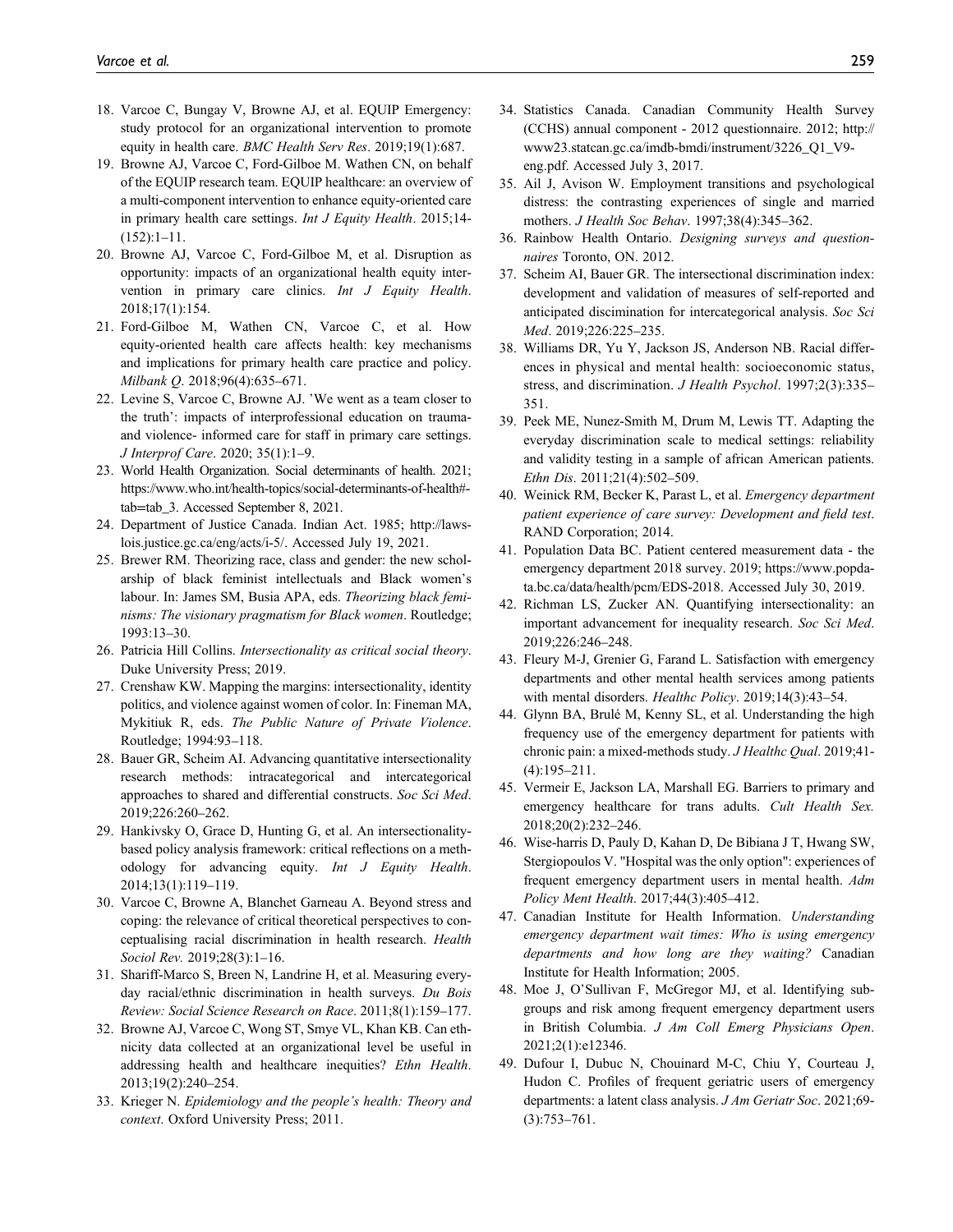18. Varcoe C, Bungay V, Browne AJ, et al. EQUIP Emergency: study protocol for an organizational intervention to promote equity in health care. *BMC Health Serv Res*. 2019;19(1):687.
19. Browne AJ, Varcoe C, Ford-Gilboe M. Wathen CN, on behalf of the EQUIP research team. EQUIP healthcare: an overview of a multi-component intervention to enhance equity-oriented care in primary health care settings. *Int J Equity Health*. 2015;14-(152):1–11.
20. Browne AJ, Varcoe C, Ford-Gilboe M, et al. Disruption as opportunity: impacts of an organizational health equity intervention in primary care clinics. *Int J Equity Health*. 2018;17(1):154.
21. Ford-Gilboe M, Wathen CN, Varcoe C, et al. How equity-oriented health care affects health: key mechanisms and implications for primary health care practice and policy. *Milbank Q*. 2018;96(4):635–671.
22. Levine S, Varcoe C, Browne AJ. 'We went as a team closer to the truth': impacts of interprofessional education on trauma- and violence- informed care for staff in primary care settings. *J Interprof Care*. 2020; 35(1):1–9.
23. World Health Organization. Social determinants of health. 2021; https://www.who.int/health-topics/social-determinants-of-health#tab=tab_3. Accessed September 8, 2021.
24. Department of Justice Canada. Indian Act. 1985; http://laws-lois.justice.gc.ca/eng/acts/i-5/. Accessed July 19, 2021.
25. Brewer RM. Theorizing race, class and gender: the new scholarship of black feminist intellectuals and Black women's labour. In: James SM, Busia APA, eds. *Theorizing black feminisms: The visionary pragmatism for Black women*. Routledge; 1993:13–30.
26. Patricia Hill Collins. *Intersectionality as critical social theory*. Duke University Press; 2019.
27. Crenshaw KW. Mapping the margins: intersectionality, identity politics, and violence against women of color. In: Fineman MA, Mykitiuk R, eds. *The Public Nature of Private Violence*. Routledge; 1994:93–118.
28. Bauer GR, Scheim AI. Advancing quantitative intersectionality research methods: intracategorical and intercategorical approaches to shared and differential constructs. *Soc Sci Med*. 2019;226:260–262.
29. Hankivsky O, Grace D, Hunting G, et al. An intersectionality-based policy analysis framework: critical reflections on a methodology for advancing equity. *Int J Equity Health*. 2014;13(1):119–119.
30. Varcoe C, Browne A, Blanchet Garneau A. Beyond stress and coping: the relevance of critical theoretical perspectives to conceptualising racial discrimination in health research. *Health Sociol Rev.* 2019;28(3):1–16.
31. Shariff-Marco S, Breen N, Landrine H, et al. Measuring everyday racial/ethnic discrimination in health surveys. *Du Bois Review: Social Science Research on Race*. 2011;8(1):159–177.
32. Browne AJ, Varcoe C, Wong ST, Smye VL, Khan KB. Can ethnicity data collected at an organizational level be useful in addressing health and healthcare inequities? *Ethn Health*. 2013;19(2):240–254.
33. Krieger N. *Epidemiology and the people's health: Theory and context*. Oxford University Press; 2011.
34. Statistics Canada. Canadian Community Health Survey (CCHS) annual component - 2012 questionnaire. 2012; http://www23.statcan.gc.ca/imdb-bmdi/instrument/3226_Q1_V9-eng.pdf. Accessed July 3, 2017.
35. Ail J, Avison W. Employment transitions and psychological distress: the contrasting experiences of single and married mothers. *J Health Soc Behav*. 1997;38(4):345–362.
36. Rainbow Health Ontario. *Designing surveys and questionnaires* Toronto, ON. 2012.
37. Scheim AI, Bauer GR. The intersectional discrimination index: development and validation of measures of self-reported and anticipated discimination for intercategorical analysis. *Soc Sci Med*. 2019;226:225–235.
38. Williams DR, Yu Y, Jackson JS, Anderson NB. Racial differences in physical and mental health: socioeconomic status, stress, and discrimination. *J Health Psychol*. 1997;2(3):335–351.
39. Peek ME, Nunez-Smith M, Drum M, Lewis TT. Adapting the everyday discrimination scale to medical settings: reliability and validity testing in a sample of african American patients. *Ethn Dis*. 2011;21(4):502–509.
40. Weinick RM, Becker K, Parast L, et al. *Emergency department patient experience of care survey: Development and field test*. RAND Corporation; 2014.
41. Population Data BC. Patient centered measurement data - the emergency department 2018 survey. 2019; https://www.popdata.bc.ca/data/health/pcm/EDS-2018. Accessed July 30, 2019.
42. Richman LS, Zucker AN. Quantifying intersectionality: an important advancement for inequality research. *Soc Sci Med*. 2019;226:246–248.
43. Fleury M-J, Grenier G, Farand L. Satisfaction with emergency departments and other mental health services among patients with mental disorders. *Healthc Policy*. 2019;14(3):43–54.
44. Glynn BA, Brulé M, Kenny SL, et al. Understanding the high frequency use of the emergency department for patients with chronic pain: a mixed-methods study. *J Healthc Qual*. 2019;41-(4):195–211.
45. Vermeir E, Jackson LA, Marshall EG. Barriers to primary and emergency healthcare for trans adults. *Cult Health Sex.* 2018;20(2):232–246.
46. Wise-harris D, Pauly D, Kahan D, De Bibiana J T, Hwang SW, Stergiopoulos V. "Hospital was the only option": experiences of frequent emergency department users in mental health. *Adm Policy Ment Health*. 2017;44(3):405–412.
47. Canadian Institute for Health Information. *Understanding emergency department wait times: Who is using emergency departments and how long are they waiting?* Canadian Institute for Health Information; 2005.
48. Moe J, O'Sullivan F, McGregor MJ, et al. Identifying subgroups and risk among frequent emergency department users in British Columbia. *J Am Coll Emerg Physicians Open*. 2021;2(1):e12346.
49. Dufour I, Dubuc N, Chouinard M-C, Chiu Y, Courteau J, Hudon C. Profiles of frequent geriatric users of emergency departments: a latent class analysis. *J Am Geriatr Soc*. 2021;69-(3):753–761.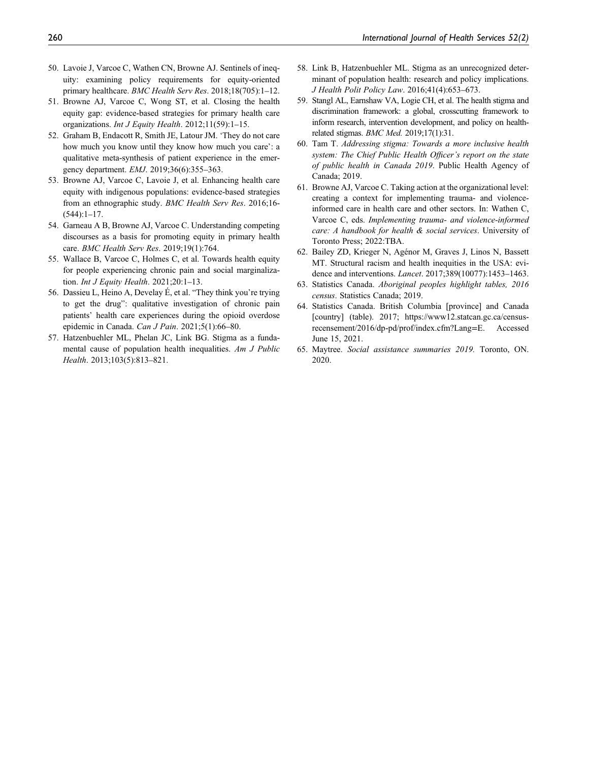50. Lavoie J, Varcoe C, Wathen CN, Browne AJ. Sentinels of inequity: examining policy requirements for equity-oriented primary healthcare. *BMC Health Serv Res*. 2018;18(705):1–12.
51. Browne AJ, Varcoe C, Wong ST, et al. Closing the health equity gap: evidence-based strategies for primary health care organizations. *Int J Equity Health*. 2012;11(59):1–15.
52. Graham B, Endacott R, Smith JE, Latour JM. 'They do not care how much you know until they know how much you care': a qualitative meta-synthesis of patient experience in the emergency department. *EMJ*. 2019;36(6):355–363.
53. Browne AJ, Varcoe C, Lavoie J, et al. Enhancing health care equity with indigenous populations: evidence-based strategies from an ethnographic study. *BMC Health Serv Res*. 2016;16-(544):1–17.
54. Garneau A B, Browne AJ, Varcoe C. Understanding competing discourses as a basis for promoting equity in primary health care. *BMC Health Serv Res*. 2019;19(1):764.
55. Wallace B, Varcoe C, Holmes C, et al. Towards health equity for people experiencing chronic pain and social marginalization. *Int J Equity Health*. 2021;20:1–13.
56. Dassieu L, Heino A, Develay É, et al. "They think you're trying to get the drug": qualitative investigation of chronic pain patients' health care experiences during the opioid overdose epidemic in Canada. *Can J Pain*. 2021;5(1):66–80.
57. Hatzenbuehler ML, Phelan JC, Link BG. Stigma as a fundamental cause of population health inequalities. *Am J Public Health*. 2013;103(5):813–821.
58. Link B, Hatzenbuehler ML. Stigma as an unrecognized determinant of population health: research and policy implications. *J Health Polit Policy Law*. 2016;41(4):653–673.
59. Stangl AL, Earnshaw VA, Logie CH, et al. The health stigma and discrimination framework: a global, crosscutting framework to inform research, intervention development, and policy on health-related stigmas. *BMC Med.* 2019;17(1):31.
60. Tam T. *Addressing stigma: Towards a more inclusive health system: The Chief Public Health Officer's report on the state of public health in Canada 2019*. Public Health Agency of Canada; 2019.
61. Browne AJ, Varcoe C. Taking action at the organizational level: creating a context for implementing trauma- and violence-informed care in health care and other sectors. In: Wathen C, Varcoe C, eds. *Implementing trauma- and violence-informed care: A handbook for health & social services*. University of Toronto Press; 2022:TBA.
62. Bailey ZD, Krieger N, Agénor M, Graves J, Linos N, Bassett MT. Structural racism and health inequities in the USA: evidence and interventions. *Lancet*. 2017;389(10077):1453–1463.
63. Statistics Canada. *Aboriginal peoples highlight tables, 2016 census*. Statistics Canada; 2019.
64. Statistics Canada. British Columbia [province] and Canada [country] (table). 2017; https://www12.statcan.gc.ca/census-recensement/2016/dp-pd/prof/index.cfm?Lang=E. Accessed June 15, 2021.
65. Maytree. *Social assistance summaries 2019.* Toronto, ON. 2020.